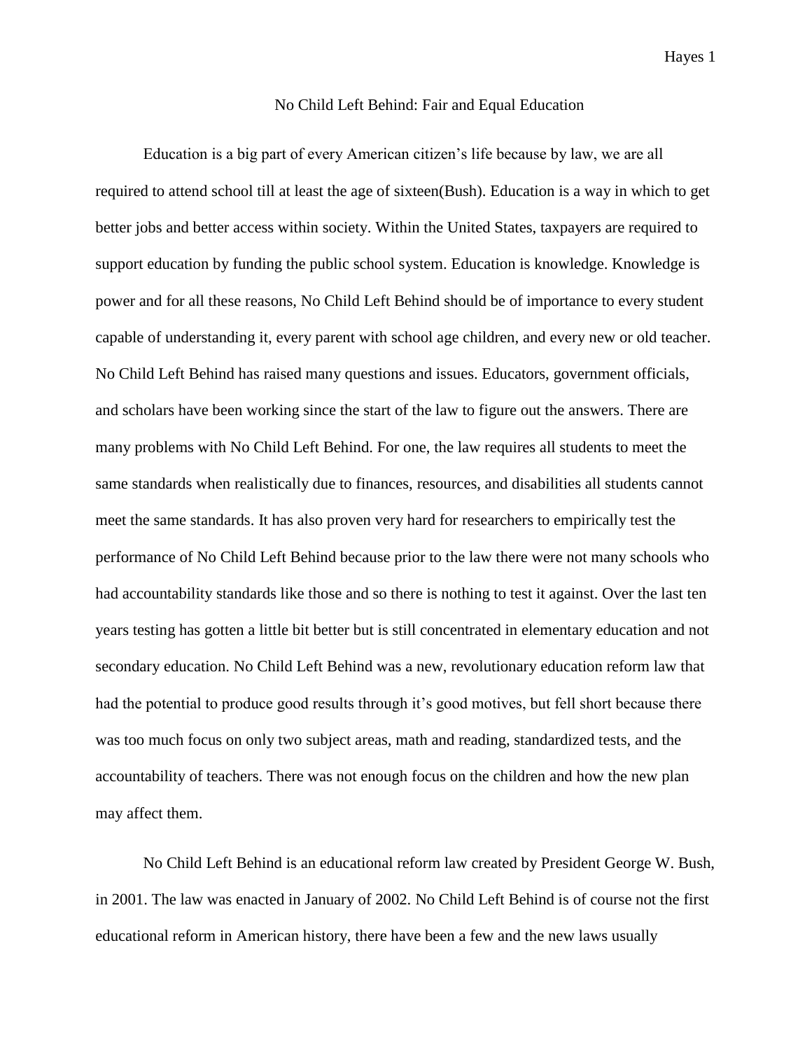# No Child Left Behind: Fair and Equal Education

Education is a big part of every American citizen's life because by law, we are all required to attend school till at least the age of sixteen(Bush). Education is a way in which to get better jobs and better access within society. Within the United States, taxpayers are required to support education by funding the public school system. Education is knowledge. Knowledge is power and for all these reasons, No Child Left Behind should be of importance to every student capable of understanding it, every parent with school age children, and every new or old teacher. No Child Left Behind has raised many questions and issues. Educators, government officials, and scholars have been working since the start of the law to figure out the answers. There are many problems with No Child Left Behind. For one, the law requires all students to meet the same standards when realistically due to finances, resources, and disabilities all students cannot meet the same standards. It has also proven very hard for researchers to empirically test the performance of No Child Left Behind because prior to the law there were not many schools who had accountability standards like those and so there is nothing to test it against. Over the last ten years testing has gotten a little bit better but is still concentrated in elementary education and not secondary education. No Child Left Behind was a new, revolutionary education reform law that had the potential to produce good results through it's good motives, but fell short because there was too much focus on only two subject areas, math and reading, standardized tests, and the accountability of teachers. There was not enough focus on the children and how the new plan may affect them.

No Child Left Behind is an educational reform law created by President George W. Bush, in 2001. The law was enacted in January of 2002. No Child Left Behind is of course not the first educational reform in American history, there have been a few and the new laws usually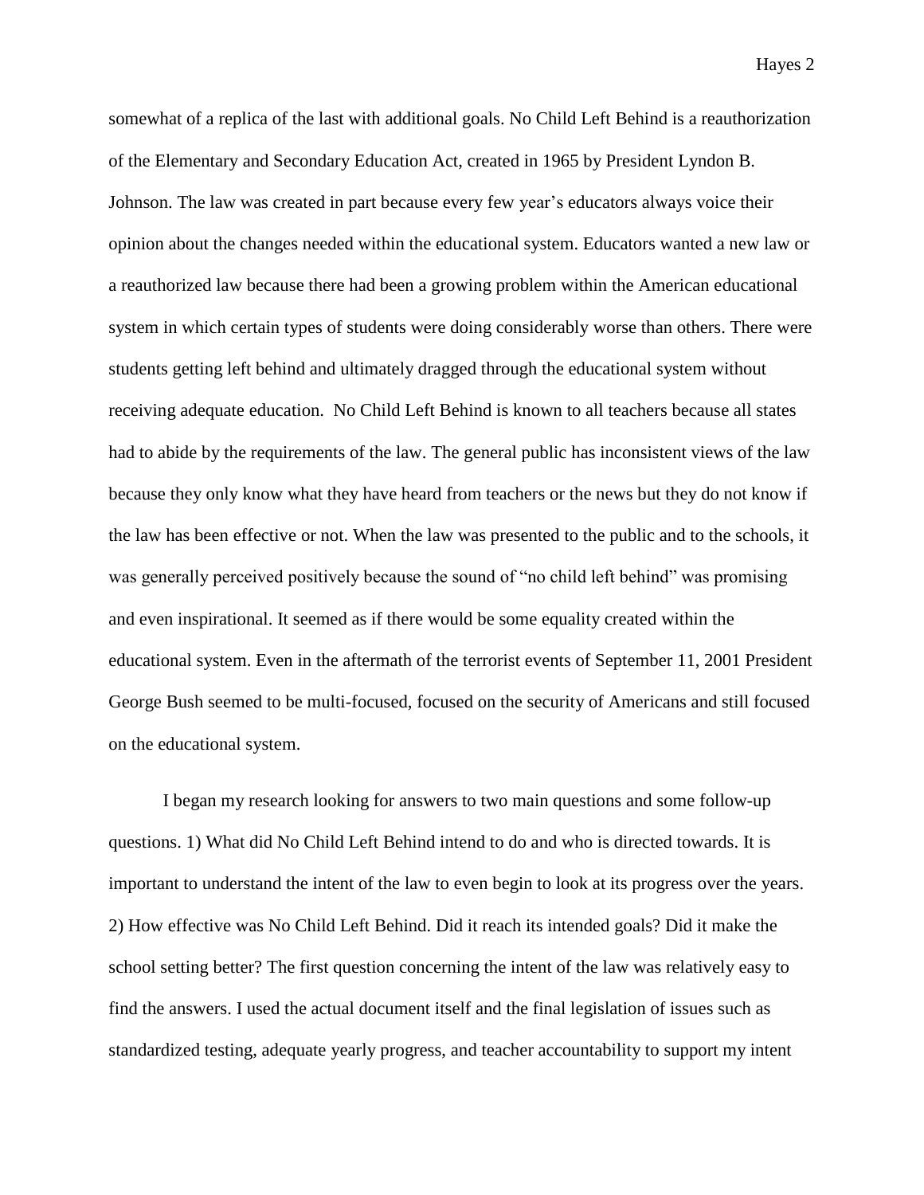somewhat of a replica of the last with additional goals. No Child Left Behind is a reauthorization of the Elementary and Secondary Education Act, created in 1965 by President Lyndon B. Johnson. The law was created in part because every few year's educators always voice their opinion about the changes needed within the educational system. Educators wanted a new law or a reauthorized law because there had been a growing problem within the American educational system in which certain types of students were doing considerably worse than others. There were students getting left behind and ultimately dragged through the educational system without receiving adequate education. No Child Left Behind is known to all teachers because all states had to abide by the requirements of the law. The general public has inconsistent views of the law because they only know what they have heard from teachers or the news but they do not know if the law has been effective or not. When the law was presented to the public and to the schools, it was generally perceived positively because the sound of "no child left behind" was promising and even inspirational. It seemed as if there would be some equality created within the educational system. Even in the aftermath of the terrorist events of September 11, 2001 President George Bush seemed to be multi-focused, focused on the security of Americans and still focused on the educational system.

I began my research looking for answers to two main questions and some follow-up questions. 1) What did No Child Left Behind intend to do and who is directed towards. It is important to understand the intent of the law to even begin to look at its progress over the years. 2) How effective was No Child Left Behind. Did it reach its intended goals? Did it make the school setting better? The first question concerning the intent of the law was relatively easy to find the answers. I used the actual document itself and the final legislation of issues such as standardized testing, adequate yearly progress, and teacher accountability to support my intent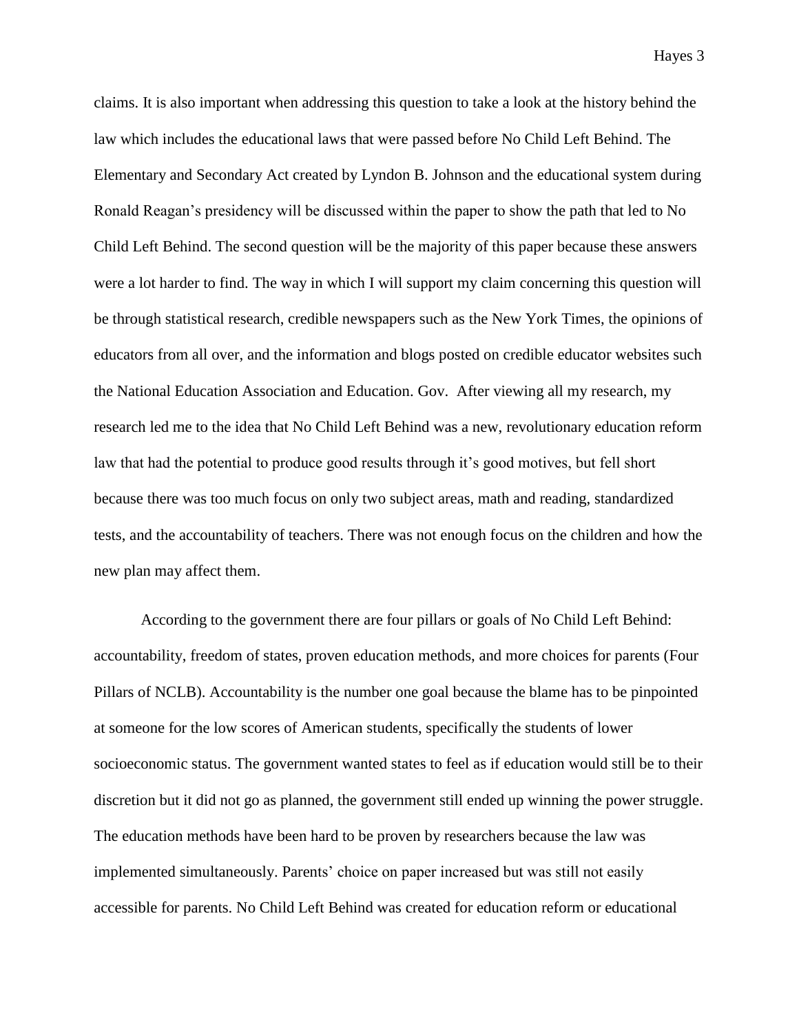claims. It is also important when addressing this question to take a look at the history behind the law which includes the educational laws that were passed before No Child Left Behind. The Elementary and Secondary Act created by Lyndon B. Johnson and the educational system during Ronald Reagan's presidency will be discussed within the paper to show the path that led to No Child Left Behind. The second question will be the majority of this paper because these answers were a lot harder to find. The way in which I will support my claim concerning this question will be through statistical research, credible newspapers such as the New York Times, the opinions of educators from all over, and the information and blogs posted on credible educator websites such the National Education Association and Education. Gov.  After viewing all my research, my research led me to the idea that No Child Left Behind was a new, revolutionary education reform law that had the potential to produce good results through it's good motives, but fell short because there was too much focus on only two subject areas, math and reading, standardized tests, and the accountability of teachers. There was not enough focus on the children and how the new plan may affect them.

According to the government there are four pillars or goals of No Child Left Behind: accountability, freedom of states, proven education methods, and more choices for parents (Four Pillars of NCLB). Accountability is the number one goal because the blame has to be pinpointed at someone for the low scores of American students, specifically the students of lower socioeconomic status. The government wanted states to feel as if education would still be to their discretion but it did not go as planned, the government still ended up winning the power struggle. The education methods have been hard to be proven by researchers because the law was implemented simultaneously. Parents' choice on paper increased but was still not easily accessible for parents. No Child Left Behind was created for education reform or educational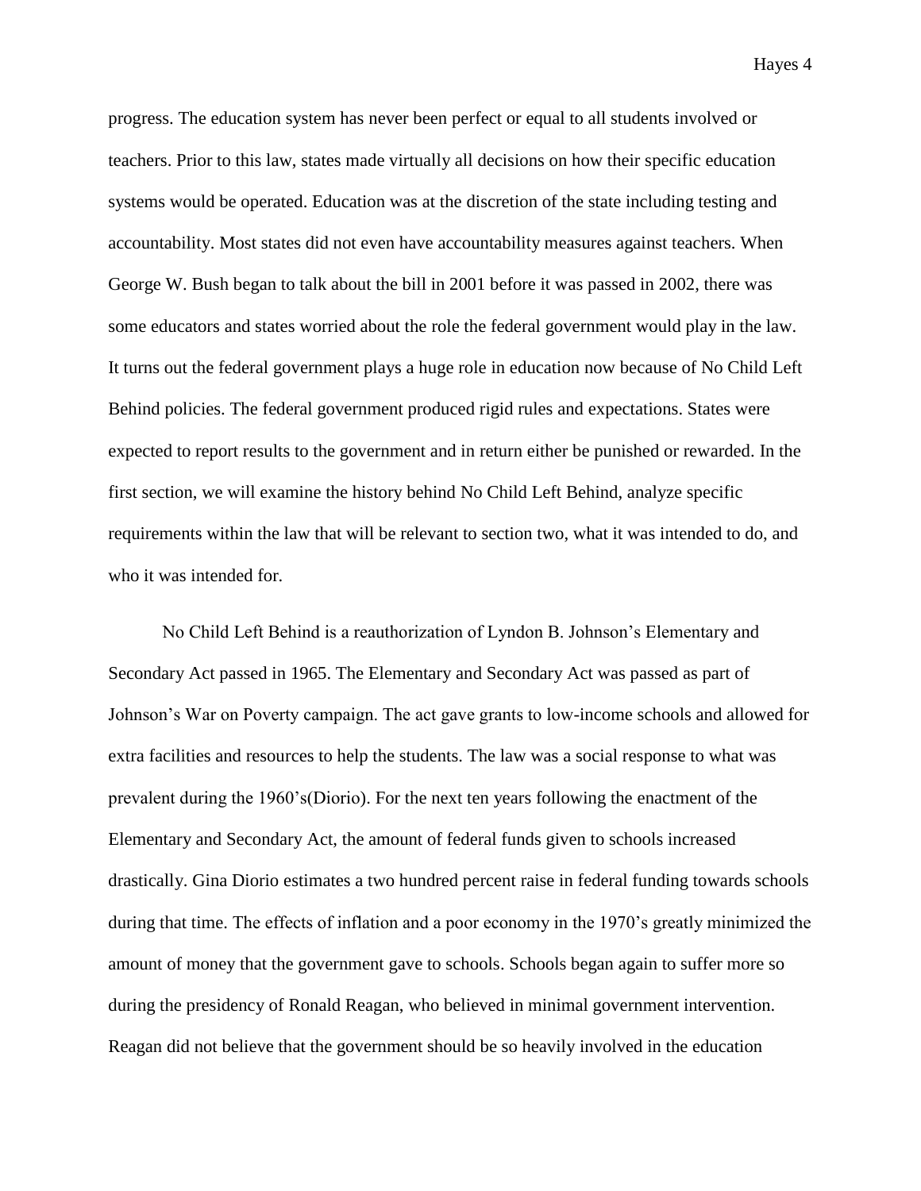progress. The education system has never been perfect or equal to all students involved or teachers. Prior to this law, states made virtually all decisions on how their specific education systems would be operated. Education was at the discretion of the state including testing and accountability. Most states did not even have accountability measures against teachers. When George W. Bush began to talk about the bill in 2001 before it was passed in 2002, there was some educators and states worried about the role the federal government would play in the law. It turns out the federal government plays a huge role in education now because of No Child Left Behind policies. The federal government produced rigid rules and expectations. States were expected to report results to the government and in return either be punished or rewarded. In the first section, we will examine the history behind No Child Left Behind, analyze specific requirements within the law that will be relevant to section two, what it was intended to do, and who it was intended for.

No Child Left Behind is a reauthorization of Lyndon B. Johnson's Elementary and Secondary Act passed in 1965. The Elementary and Secondary Act was passed as part of Johnson's War on Poverty campaign. The act gave grants to low-income schools and allowed for extra facilities and resources to help the students. The law was a social response to what was prevalent during the 1960's(Diorio). For the next ten years following the enactment of the Elementary and Secondary Act, the amount of federal funds given to schools increased drastically. Gina Diorio estimates a two hundred percent raise in federal funding towards schools during that time. The effects of inflation and a poor economy in the 1970's greatly minimized the amount of money that the government gave to schools. Schools began again to suffer more so during the presidency of Ronald Reagan, who believed in minimal government intervention. Reagan did not believe that the government should be so heavily involved in the education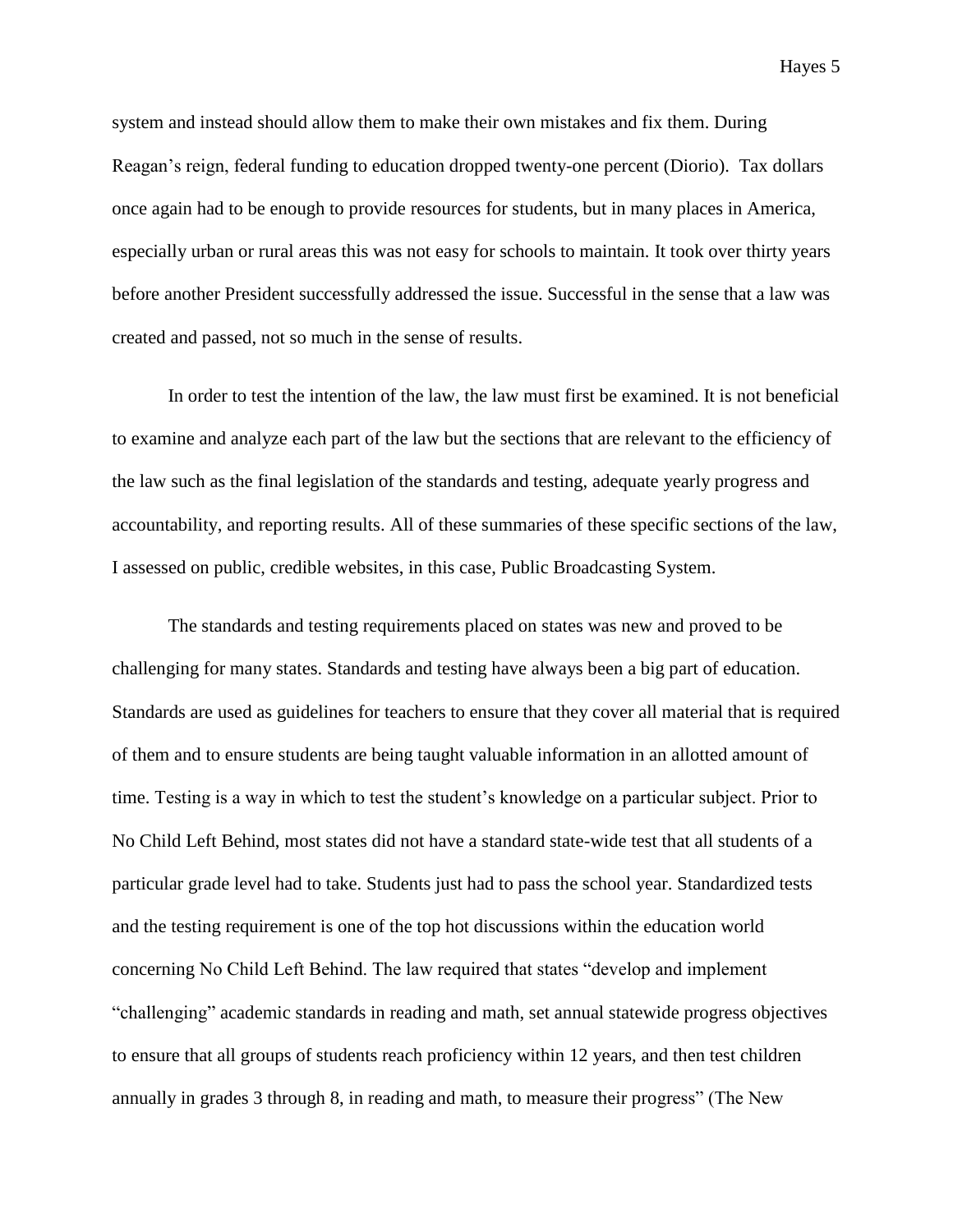system and instead should allow them to make their own mistakes and fix them. During Reagan's reign, federal funding to education dropped twenty-one percent (Diorio). Tax dollars once again had to be enough to provide resources for students, but in many places in America, especially urban or rural areas this was not easy for schools to maintain. It took over thirty years before another President successfully addressed the issue. Successful in the sense that a law was created and passed, not so much in the sense of results.

In order to test the intention of the law, the law must first be examined. It is not beneficial to examine and analyze each part of the law but the sections that are relevant to the efficiency of the law such as the final legislation of the standards and testing, adequate yearly progress and accountability, and reporting results. All of these summaries of these specific sections of the law, I assessed on public, credible websites, in this case, Public Broadcasting System.

The standards and testing requirements placed on states was new and proved to be challenging for many states. Standards and testing have always been a big part of education. Standards are used as guidelines for teachers to ensure that they cover all material that is required of them and to ensure students are being taught valuable information in an allotted amount of time. Testing is a way in which to test the student's knowledge on a particular subject. Prior to No Child Left Behind, most states did not have a standard state-wide test that all students of a particular grade level had to take. Students just had to pass the school year. Standardized tests and the testing requirement is one of the top hot discussions within the education world concerning No Child Left Behind. The law required that states "develop and implement "challenging" academic standards in reading and math, set annual statewide progress objectives to ensure that all groups of students reach proficiency within 12 years, and then test children annually in grades 3 through 8, in reading and math, to measure their progress" (The New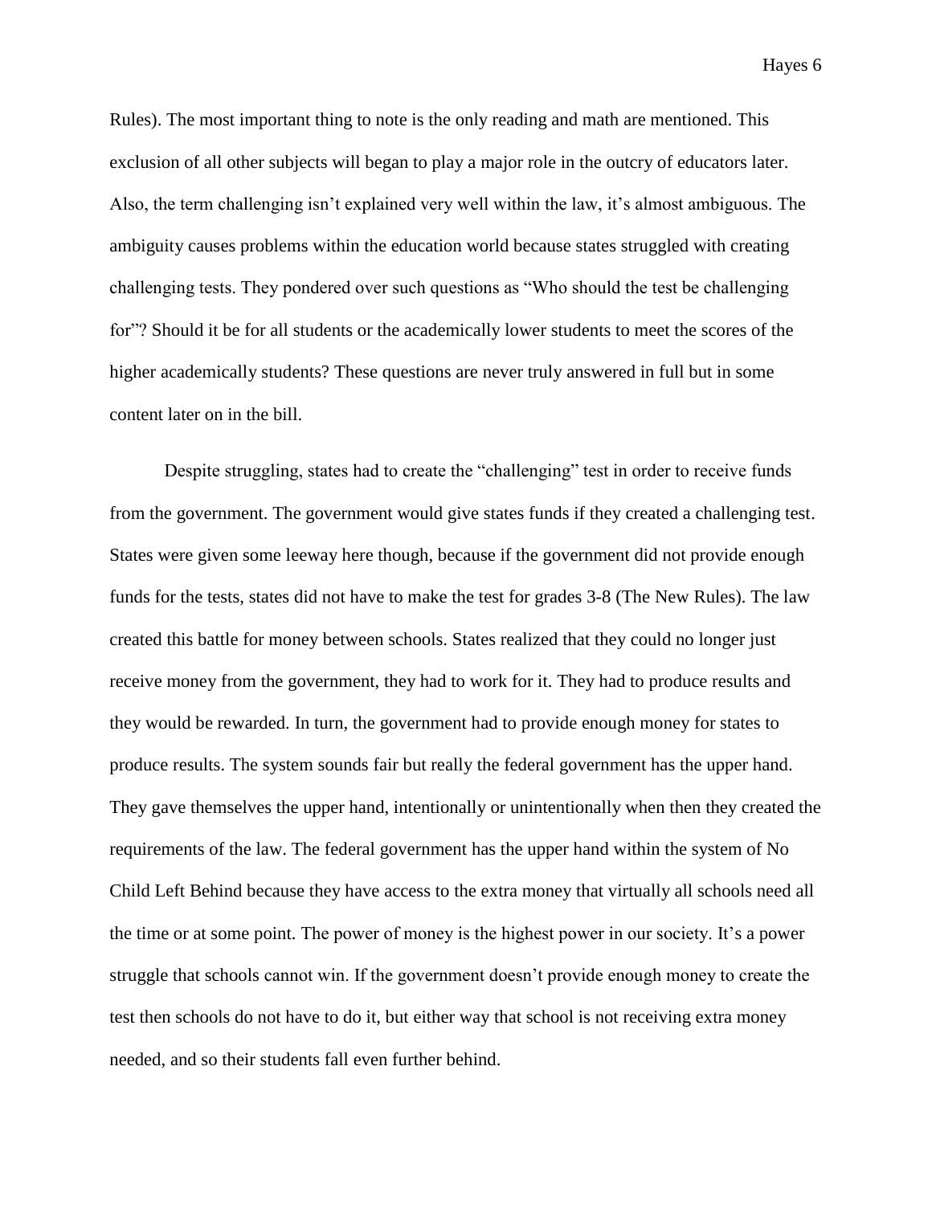Rules). The most important thing to note is the only reading and math are mentioned. This exclusion of all other subjects will began to play a major role in the outcry of educators later. Also, the term challenging isn't explained very well within the law, it's almost ambiguous. The ambiguity causes problems within the education world because states struggled with creating challenging tests. They pondered over such questions as "Who should the test be challenging for"? Should it be for all students or the academically lower students to meet the scores of the higher academically students? These questions are never truly answered in full but in some content later on in the bill.

Despite struggling, states had to create the "challenging" test in order to receive funds from the government. The government would give states funds if they created a challenging test. States were given some leeway here though, because if the government did not provide enough funds for the tests, states did not have to make the test for grades 3-8 (The New Rules). The law created this battle for money between schools. States realized that they could no longer just receive money from the government, they had to work for it. They had to produce results and they would be rewarded. In turn, the government had to provide enough money for states to produce results. The system sounds fair but really the federal government has the upper hand. They gave themselves the upper hand, intentionally or unintentionally when then they created the requirements of the law. The federal government has the upper hand within the system of No Child Left Behind because they have access to the extra money that virtually all schools need all the time or at some point. The power of money is the highest power in our society. It's a power struggle that schools cannot win. If the government doesn't provide enough money to create the test then schools do not have to do it, but either way that school is not receiving extra money needed, and so their students fall even further behind.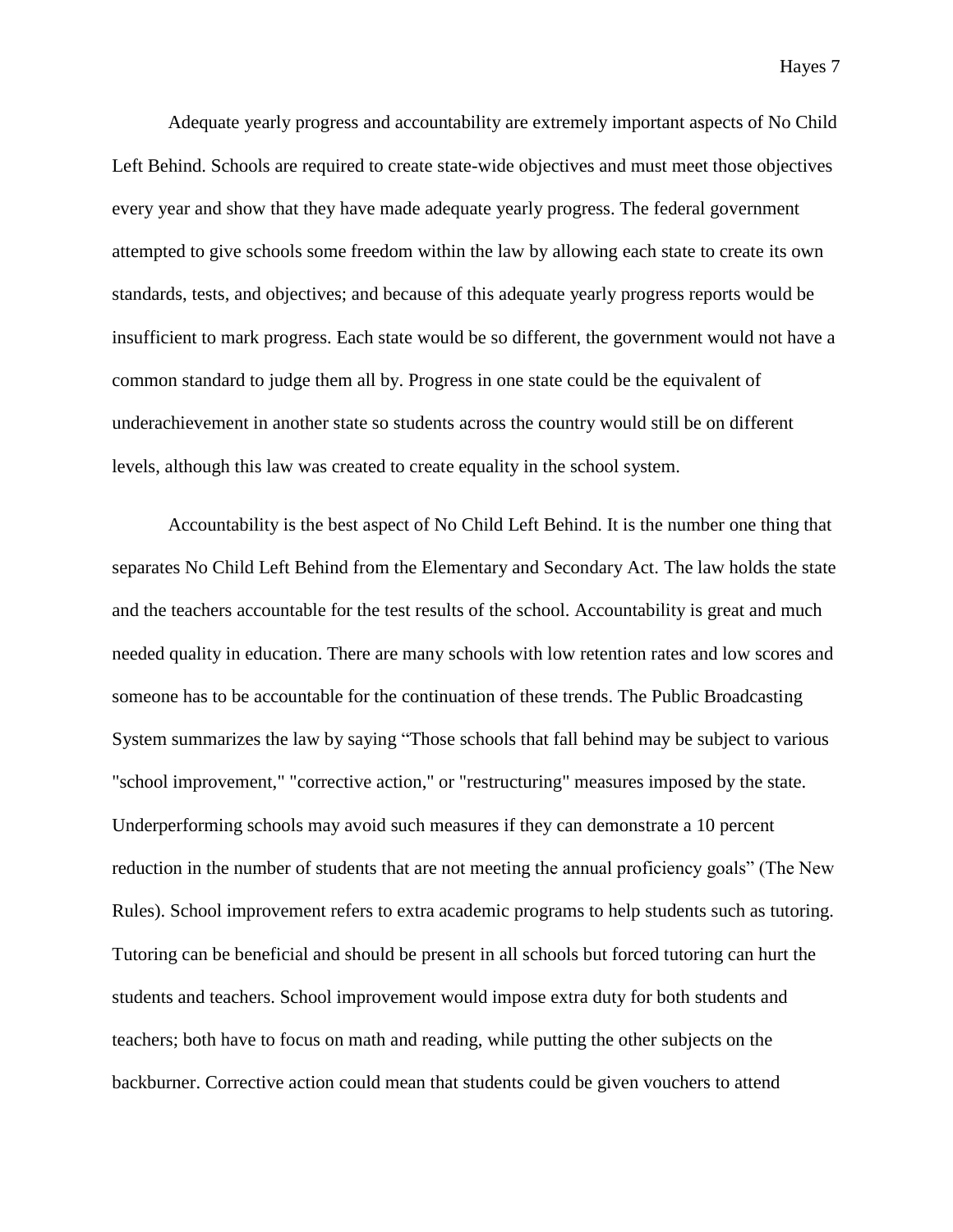Adequate yearly progress and accountability are extremely important aspects of No Child Left Behind. Schools are required to create state-wide objectives and must meet those objectives every year and show that they have made adequate yearly progress. The federal government attempted to give schools some freedom within the law by allowing each state to create its own standards, tests, and objectives; and because of this adequate yearly progress reports would be insufficient to mark progress. Each state would be so different, the government would not have a common standard to judge them all by. Progress in one state could be the equivalent of underachievement in another state so students across the country would still be on different levels, although this law was created to create equality in the school system.

Accountability is the best aspect of No Child Left Behind. It is the number one thing that separates No Child Left Behind from the Elementary and Secondary Act. The law holds the state and the teachers accountable for the test results of the school. Accountability is great and much needed quality in education. There are many schools with low retention rates and low scores and someone has to be accountable for the continuation of these trends. The Public Broadcasting System summarizes the law by saying "Those schools that fall behind may be subject to various "school improvement," "corrective action," or "restructuring" measures imposed by the state. Underperforming schools may avoid such measures if they can demonstrate a 10 percent reduction in the number of students that are not meeting the annual proficiency goals" (The New Rules). School improvement refers to extra academic programs to help students such as tutoring. Tutoring can be beneficial and should be present in all schools but forced tutoring can hurt the students and teachers. School improvement would impose extra duty for both students and teachers; both have to focus on math and reading, while putting the other subjects on the backburner. Corrective action could mean that students could be given vouchers to attend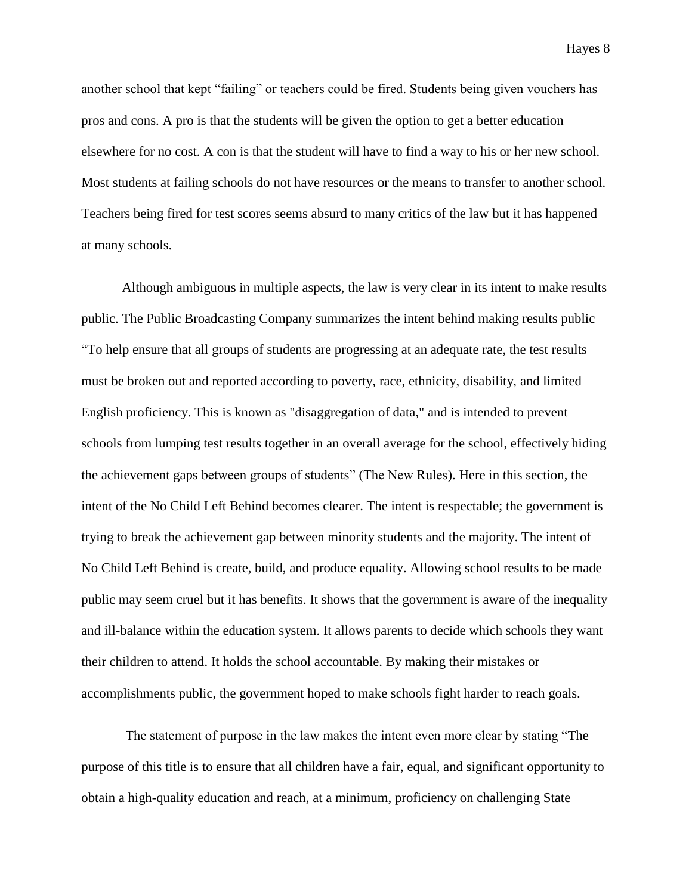another school that kept "failing" or teachers could be fired. Students being given vouchers has pros and cons. A pro is that the students will be given the option to get a better education elsewhere for no cost. A con is that the student will have to find a way to his or her new school. Most students at failing schools do not have resources or the means to transfer to another school. Teachers being fired for test scores seems absurd to many critics of the law but it has happened at many schools.

Although ambiguous in multiple aspects, the law is very clear in its intent to make results public. The Public Broadcasting Company summarizes the intent behind making results public "To help ensure that all groups of students are progressing at an adequate rate, the test results must be broken out and reported according to poverty, race, ethnicity, disability, and limited English proficiency. This is known as "disaggregation of data," and is intended to prevent schools from lumping test results together in an overall average for the school, effectively hiding the achievement gaps between groups of students" (The New Rules). Here in this section, the intent of the No Child Left Behind becomes clearer. The intent is respectable; the government is trying to break the achievement gap between minority students and the majority. The intent of No Child Left Behind is create, build, and produce equality. Allowing school results to be made public may seem cruel but it has benefits. It shows that the government is aware of the inequality and ill-balance within the education system. It allows parents to decide which schools they want their children to attend. It holds the school accountable. By making their mistakes or accomplishments public, the government hoped to make schools fight harder to reach goals.

The statement of purpose in the law makes the intent even more clear by stating "The purpose of this title is to ensure that all children have a fair, equal, and significant opportunity to obtain a high-quality education and reach, at a minimum, proficiency on challenging State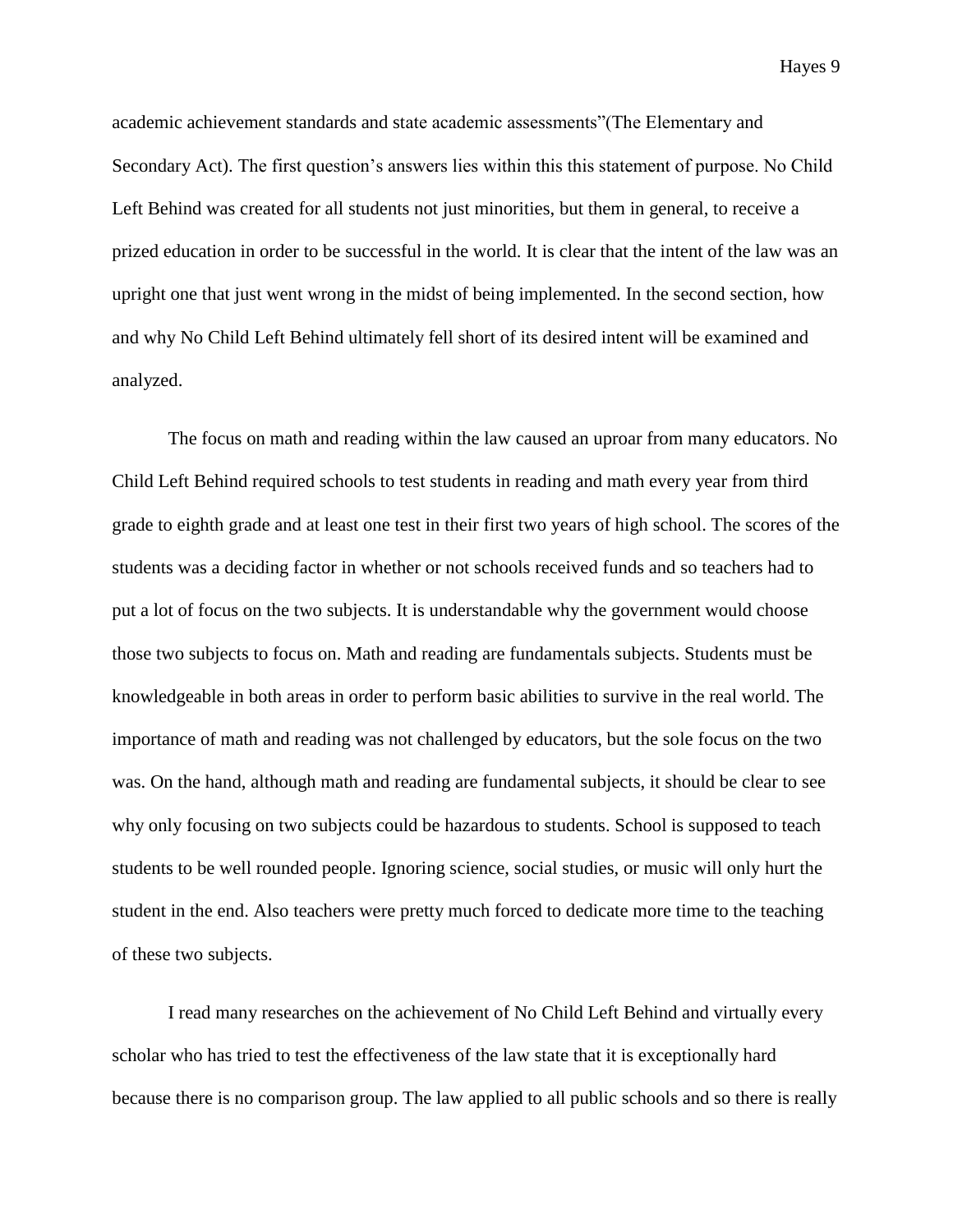academic achievement standards and state academic assessments"(The Elementary and Secondary Act). The first question's answers lies within this this statement of purpose. No Child Left Behind was created for all students not just minorities, but them in general, to receive a prized education in order to be successful in the world. It is clear that the intent of the law was an upright one that just went wrong in the midst of being implemented. In the second section, how and why No Child Left Behind ultimately fell short of its desired intent will be examined and analyzed.

The focus on math and reading within the law caused an uproar from many educators. No Child Left Behind required schools to test students in reading and math every year from third grade to eighth grade and at least one test in their first two years of high school. The scores of the students was a deciding factor in whether or not schools received funds and so teachers had to put a lot of focus on the two subjects. It is understandable why the government would choose those two subjects to focus on. Math and reading are fundamentals subjects. Students must be knowledgeable in both areas in order to perform basic abilities to survive in the real world. The importance of math and reading was not challenged by educators, but the sole focus on the two was. On the hand, although math and reading are fundamental subjects, it should be clear to see why only focusing on two subjects could be hazardous to students. School is supposed to teach students to be well rounded people. Ignoring science, social studies, or music will only hurt the student in the end. Also teachers were pretty much forced to dedicate more time to the teaching of these two subjects.

I read many researches on the achievement of No Child Left Behind and virtually every scholar who has tried to test the effectiveness of the law state that it is exceptionally hard because there is no comparison group. The law applied to all public schools and so there is really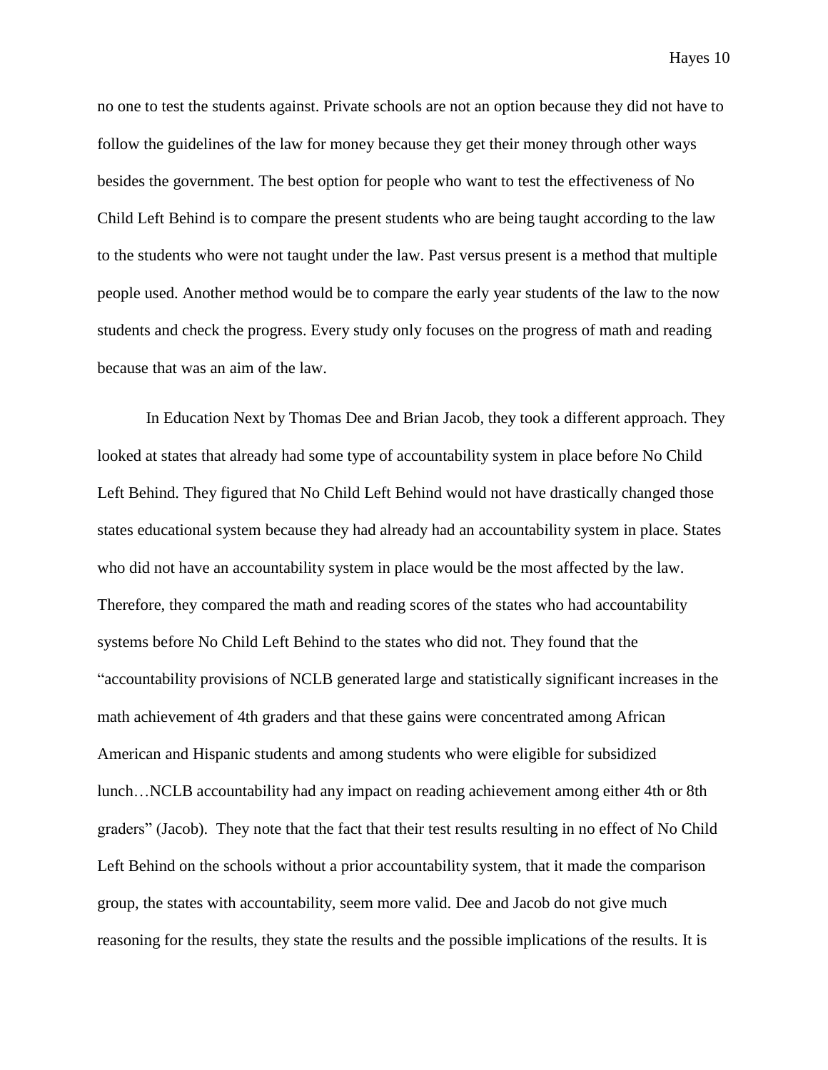no one to test the students against. Private schools are not an option because they did not have to follow the guidelines of the law for money because they get their money through other ways besides the government. The best option for people who want to test the effectiveness of No Child Left Behind is to compare the present students who are being taught according to the law to the students who were not taught under the law. Past versus present is a method that multiple people used. Another method would be to compare the early year students of the law to the now students and check the progress. Every study only focuses on the progress of math and reading because that was an aim of the law.

In Education Next by Thomas Dee and Brian Jacob, they took a different approach. They looked at states that already had some type of accountability system in place before No Child Left Behind. They figured that No Child Left Behind would not have drastically changed those states educational system because they had already had an accountability system in place. States who did not have an accountability system in place would be the most affected by the law. Therefore, they compared the math and reading scores of the states who had accountability systems before No Child Left Behind to the states who did not. They found that the "accountability provisions of NCLB generated large and statistically significant increases in the math achievement of 4th graders and that these gains were concentrated among African American and Hispanic students and among students who were eligible for subsidized lunch…NCLB accountability had any impact on reading achievement among either 4th or 8th graders" (Jacob). They note that the fact that their test results resulting in no effect of No Child Left Behind on the schools without a prior accountability system, that it made the comparison group, the states with accountability, seem more valid. Dee and Jacob do not give much reasoning for the results, they state the results and the possible implications of the results. It is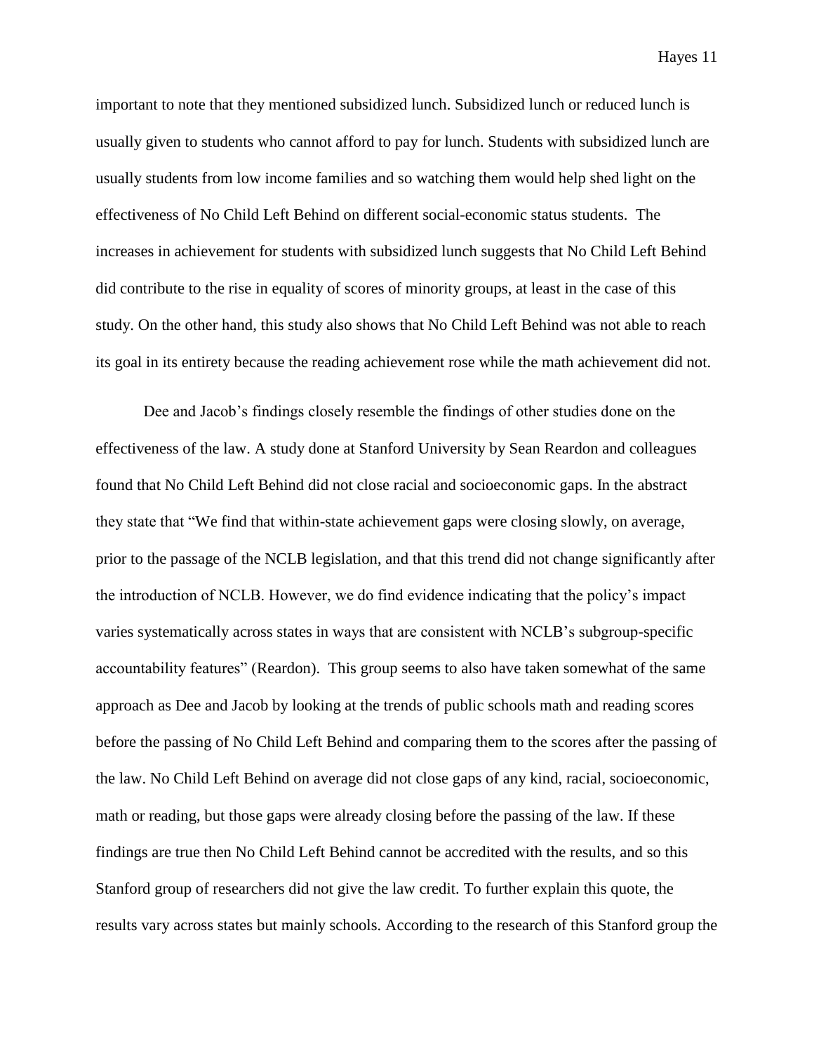important to note that they mentioned subsidized lunch. Subsidized lunch or reduced lunch is usually given to students who cannot afford to pay for lunch. Students with subsidized lunch are usually students from low income families and so watching them would help shed light on the effectiveness of No Child Left Behind on different social-economic status students. The increases in achievement for students with subsidized lunch suggests that No Child Left Behind did contribute to the rise in equality of scores of minority groups, at least in the case of this study. On the other hand, this study also shows that No Child Left Behind was not able to reach its goal in its entirety because the reading achievement rose while the math achievement did not.

Dee and Jacob's findings closely resemble the findings of other studies done on the effectiveness of the law. A study done at Stanford University by Sean Reardon and colleagues found that No Child Left Behind did not close racial and socioeconomic gaps. In the abstract they state that "We find that within-state achievement gaps were closing slowly, on average, prior to the passage of the NCLB legislation, and that this trend did not change significantly after the introduction of NCLB. However, we do find evidence indicating that the policy's impact varies systematically across states in ways that are consistent with NCLB's subgroup-specific accountability features" (Reardon). This group seems to also have taken somewhat of the same approach as Dee and Jacob by looking at the trends of public schools math and reading scores before the passing of No Child Left Behind and comparing them to the scores after the passing of the law. No Child Left Behind on average did not close gaps of any kind, racial, socioeconomic, math or reading, but those gaps were already closing before the passing of the law. If these findings are true then No Child Left Behind cannot be accredited with the results, and so this Stanford group of researchers did not give the law credit. To further explain this quote, the results vary across states but mainly schools. According to the research of this Stanford group the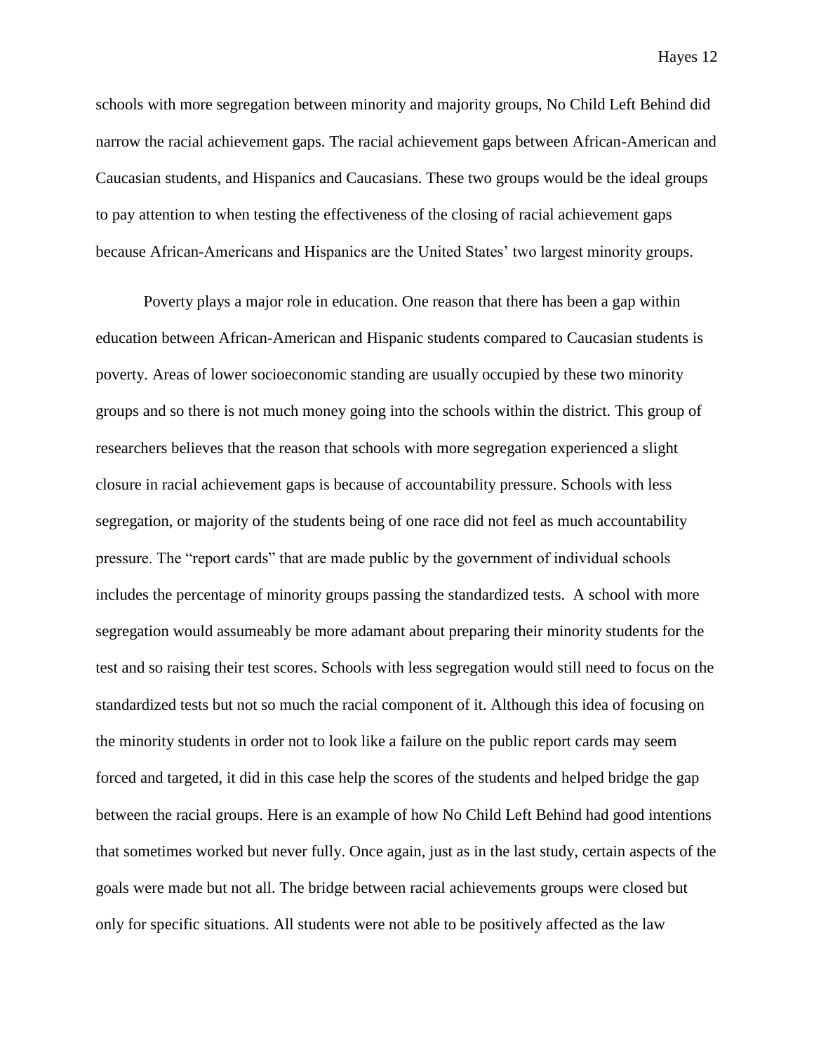schools with more segregation between minority and majority groups, No Child Left Behind did narrow the racial achievement gaps. The racial achievement gaps between African-American and Caucasian students, and Hispanics and Caucasians. These two groups would be the ideal groups to pay attention to when testing the effectiveness of the closing of racial achievement gaps because African-Americans and Hispanics are the United States' two largest minority groups.

Poverty plays a major role in education. One reason that there has been a gap within education between African-American and Hispanic students compared to Caucasian students is poverty. Areas of lower socioeconomic standing are usually occupied by these two minority groups and so there is not much money going into the schools within the district. This group of researchers believes that the reason that schools with more segregation experienced a slight closure in racial achievement gaps is because of accountability pressure. Schools with less segregation, or majority of the students being of one race did not feel as much accountability pressure. The "report cards" that are made public by the government of individual schools includes the percentage of minority groups passing the standardized tests. A school with more segregation would assumeably be more adamant about preparing their minority students for the test and so raising their test scores. Schools with less segregation would still need to focus on the standardized tests but not so much the racial component of it. Although this idea of focusing on the minority students in order not to look like a failure on the public report cards may seem forced and targeted, it did in this case help the scores of the students and helped bridge the gap between the racial groups. Here is an example of how No Child Left Behind had good intentions that sometimes worked but never fully. Once again, just as in the last study, certain aspects of the goals were made but not all. The bridge between racial achievements groups were closed but only for specific situations. All students were not able to be positively affected as the law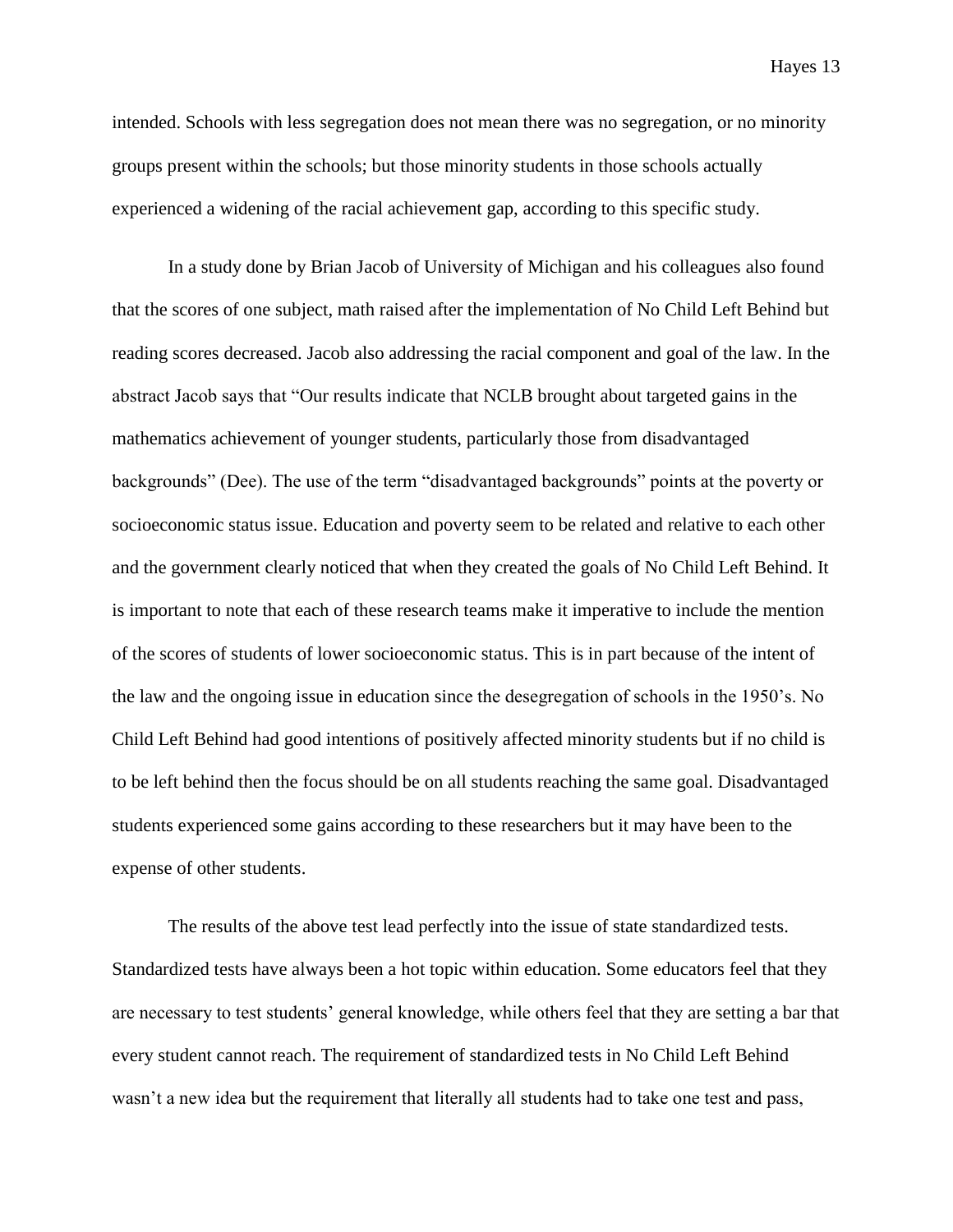intended. Schools with less segregation does not mean there was no segregation, or no minority groups present within the schools; but those minority students in those schools actually experienced a widening of the racial achievement gap, according to this specific study.

In a study done by Brian Jacob of University of Michigan and his colleagues also found that the scores of one subject, math raised after the implementation of No Child Left Behind but reading scores decreased. Jacob also addressing the racial component and goal of the law. In the abstract Jacob says that "Our results indicate that NCLB brought about targeted gains in the mathematics achievement of younger students, particularly those from disadvantaged backgrounds" (Dee). The use of the term "disadvantaged backgrounds" points at the poverty or socioeconomic status issue. Education and poverty seem to be related and relative to each other and the government clearly noticed that when they created the goals of No Child Left Behind. It is important to note that each of these research teams make it imperative to include the mention of the scores of students of lower socioeconomic status. This is in part because of the intent of the law and the ongoing issue in education since the desegregation of schools in the 1950's. No Child Left Behind had good intentions of positively affected minority students but if no child is to be left behind then the focus should be on all students reaching the same goal. Disadvantaged students experienced some gains according to these researchers but it may have been to the expense of other students.

The results of the above test lead perfectly into the issue of state standardized tests. Standardized tests have always been a hot topic within education. Some educators feel that they are necessary to test students' general knowledge, while others feel that they are setting a bar that every student cannot reach. The requirement of standardized tests in No Child Left Behind wasn't a new idea but the requirement that literally all students had to take one test and pass,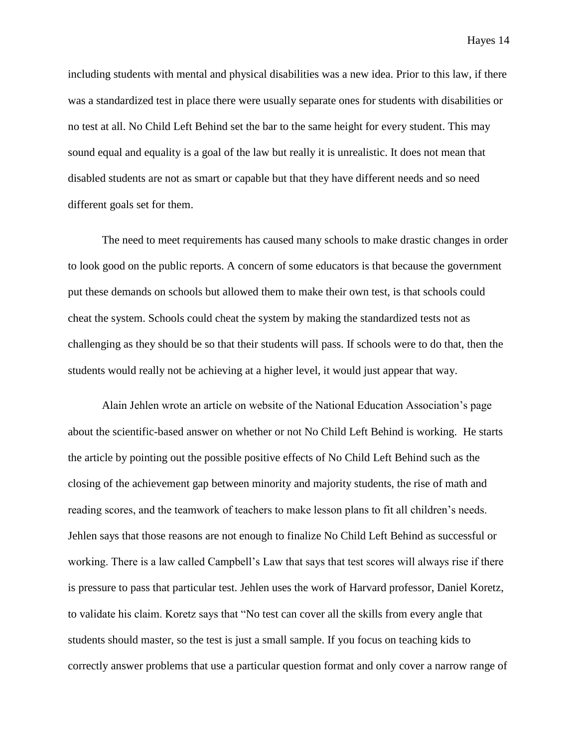including students with mental and physical disabilities was a new idea. Prior to this law, if there was a standardized test in place there were usually separate ones for students with disabilities or no test at all. No Child Left Behind set the bar to the same height for every student. This may sound equal and equality is a goal of the law but really it is unrealistic. It does not mean that disabled students are not as smart or capable but that they have different needs and so need different goals set for them.

The need to meet requirements has caused many schools to make drastic changes in order to look good on the public reports. A concern of some educators is that because the government put these demands on schools but allowed them to make their own test, is that schools could cheat the system. Schools could cheat the system by making the standardized tests not as challenging as they should be so that their students will pass. If schools were to do that, then the students would really not be achieving at a higher level, it would just appear that way.

Alain Jehlen wrote an article on website of the National Education Association's page about the scientific-based answer on whether or not No Child Left Behind is working. He starts the article by pointing out the possible positive effects of No Child Left Behind such as the closing of the achievement gap between minority and majority students, the rise of math and reading scores, and the teamwork of teachers to make lesson plans to fit all children's needs. Jehlen says that those reasons are not enough to finalize No Child Left Behind as successful or working. There is a law called Campbell's Law that says that test scores will always rise if there is pressure to pass that particular test. Jehlen uses the work of Harvard professor, Daniel Koretz, to validate his claim. Koretz says that "No test can cover all the skills from every angle that students should master, so the test is just a small sample. If you focus on teaching kids to correctly answer problems that use a particular question format and only cover a narrow range of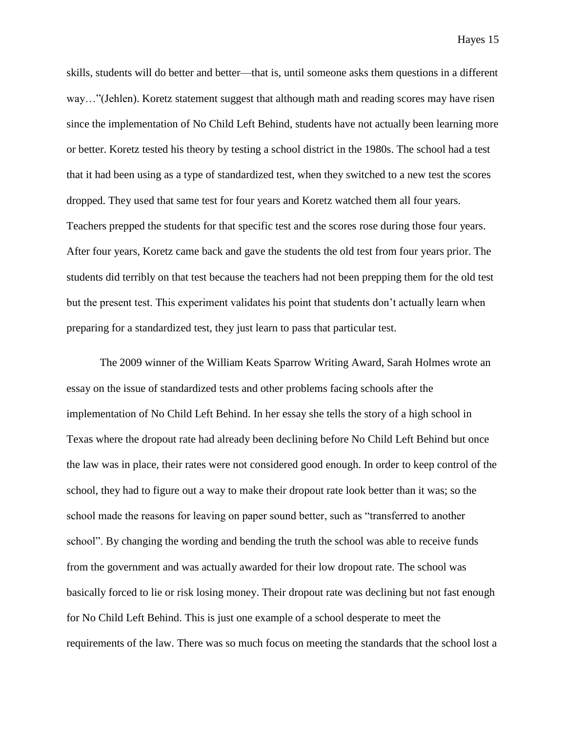skills, students will do better and better—that is, until someone asks them questions in a different way…"(Jehlen). Koretz statement suggest that although math and reading scores may have risen since the implementation of No Child Left Behind, students have not actually been learning more or better. Koretz tested his theory by testing a school district in the 1980s. The school had a test that it had been using as a type of standardized test, when they switched to a new test the scores dropped. They used that same test for four years and Koretz watched them all four years. Teachers prepped the students for that specific test and the scores rose during those four years. After four years, Koretz came back and gave the students the old test from four years prior. The students did terribly on that test because the teachers had not been prepping them for the old test but the present test. This experiment validates his point that students don't actually learn when preparing for a standardized test, they just learn to pass that particular test.

The 2009 winner of the William Keats Sparrow Writing Award, Sarah Holmes wrote an essay on the issue of standardized tests and other problems facing schools after the implementation of No Child Left Behind. In her essay she tells the story of a high school in Texas where the dropout rate had already been declining before No Child Left Behind but once the law was in place, their rates were not considered good enough. In order to keep control of the school, they had to figure out a way to make their dropout rate look better than it was; so the school made the reasons for leaving on paper sound better, such as "transferred to another school". By changing the wording and bending the truth the school was able to receive funds from the government and was actually awarded for their low dropout rate. The school was basically forced to lie or risk losing money. Their dropout rate was declining but not fast enough for No Child Left Behind. This is just one example of a school desperate to meet the requirements of the law. There was so much focus on meeting the standards that the school lost a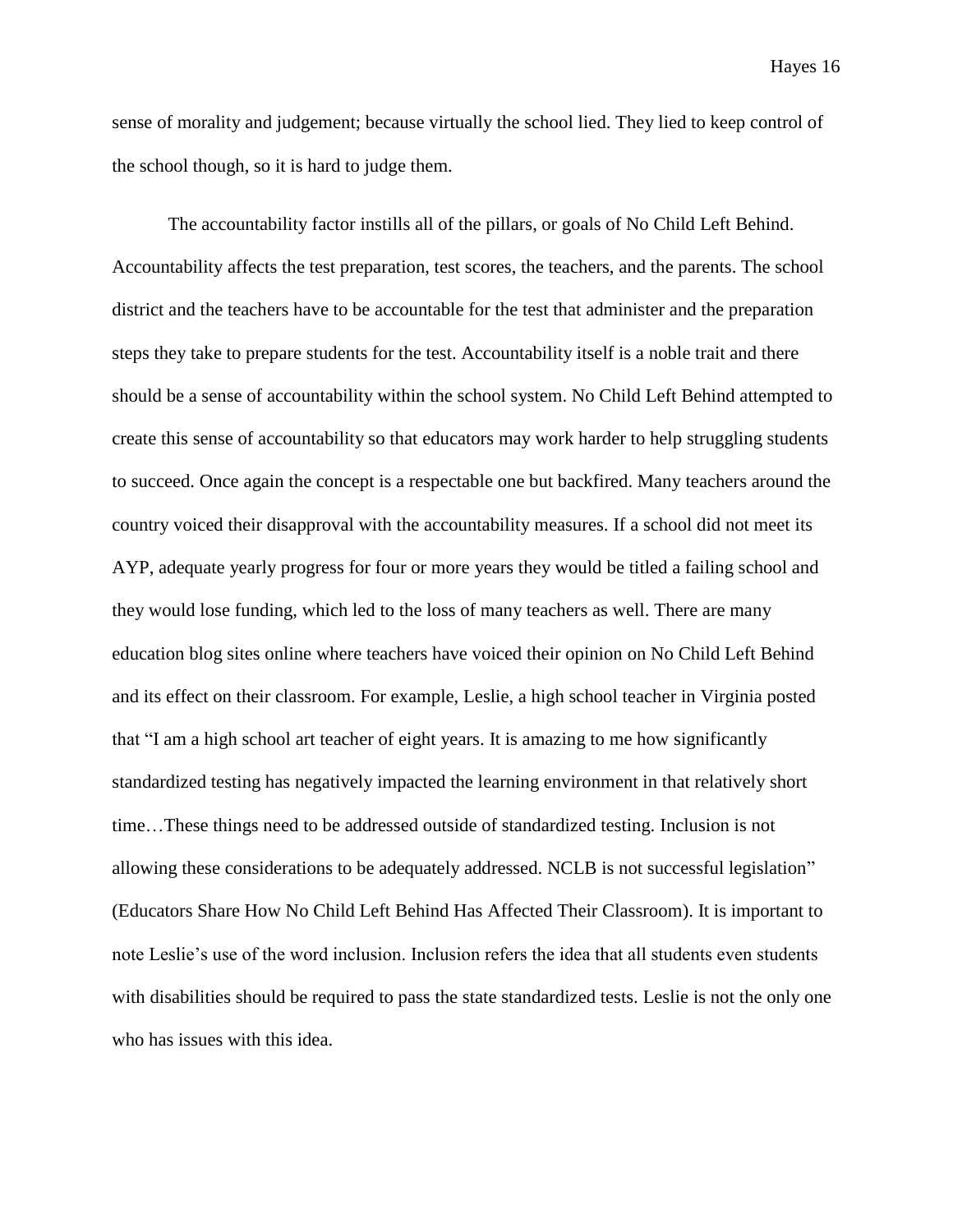sense of morality and judgement; because virtually the school lied. They lied to keep control of the school though, so it is hard to judge them.

The accountability factor instills all of the pillars, or goals of No Child Left Behind. Accountability affects the test preparation, test scores, the teachers, and the parents. The school district and the teachers have to be accountable for the test that administer and the preparation steps they take to prepare students for the test. Accountability itself is a noble trait and there should be a sense of accountability within the school system. No Child Left Behind attempted to create this sense of accountability so that educators may work harder to help struggling students to succeed. Once again the concept is a respectable one but backfired. Many teachers around the country voiced their disapproval with the accountability measures. If a school did not meet its AYP, adequate yearly progress for four or more years they would be titled a failing school and they would lose funding, which led to the loss of many teachers as well. There are many education blog sites online where teachers have voiced their opinion on No Child Left Behind and its effect on their classroom. For example, Leslie, a high school teacher in Virginia posted that "I am a high school art teacher of eight years. It is amazing to me how significantly standardized testing has negatively impacted the learning environment in that relatively short time…These things need to be addressed outside of standardized testing. Inclusion is not allowing these considerations to be adequately addressed. NCLB is not successful legislation" (Educators Share How No Child Left Behind Has Affected Their Classroom). It is important to note Leslie's use of the word inclusion. Inclusion refers the idea that all students even students with disabilities should be required to pass the state standardized tests. Leslie is not the only one who has issues with this idea.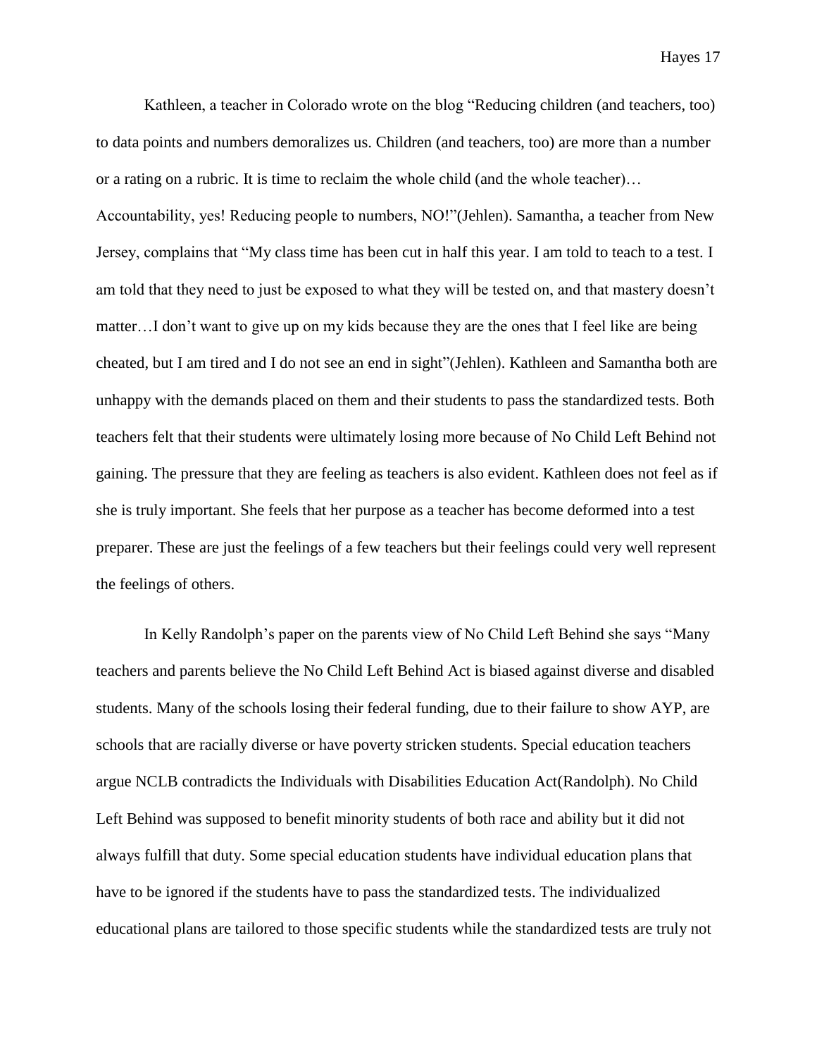Kathleen, a teacher in Colorado wrote on the blog "Reducing children (and teachers, too) to data points and numbers demoralizes us. Children (and teachers, too) are more than a number or a rating on a rubric. It is time to reclaim the whole child (and the whole teacher)… Accountability, yes! Reducing people to numbers, NO!"(Jehlen). Samantha, a teacher from New Jersey, complains that "My class time has been cut in half this year. I am told to teach to a test. I am told that they need to just be exposed to what they will be tested on, and that mastery doesn't matter…I don't want to give up on my kids because they are the ones that I feel like are being cheated, but I am tired and I do not see an end in sight"(Jehlen). Kathleen and Samantha both are unhappy with the demands placed on them and their students to pass the standardized tests. Both teachers felt that their students were ultimately losing more because of No Child Left Behind not gaining. The pressure that they are feeling as teachers is also evident. Kathleen does not feel as if she is truly important. She feels that her purpose as a teacher has become deformed into a test preparer. These are just the feelings of a few teachers but their feelings could very well represent the feelings of others.

In Kelly Randolph's paper on the parents view of No Child Left Behind she says "Many teachers and parents believe the No Child Left Behind Act is biased against diverse and disabled students. Many of the schools losing their federal funding, due to their failure to show AYP, are schools that are racially diverse or have poverty stricken students. Special education teachers argue NCLB contradicts the Individuals with Disabilities Education Act(Randolph). No Child Left Behind was supposed to benefit minority students of both race and ability but it did not always fulfill that duty. Some special education students have individual education plans that have to be ignored if the students have to pass the standardized tests. The individualized educational plans are tailored to those specific students while the standardized tests are truly not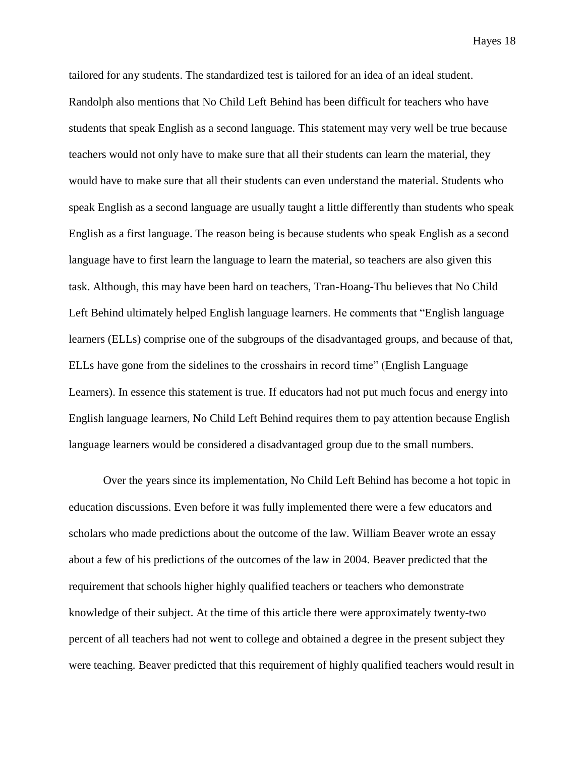tailored for any students. The standardized test is tailored for an idea of an ideal student. Randolph also mentions that No Child Left Behind has been difficult for teachers who have students that speak English as a second language. This statement may very well be true because teachers would not only have to make sure that all their students can learn the material, they would have to make sure that all their students can even understand the material. Students who speak English as a second language are usually taught a little differently than students who speak English as a first language. The reason being is because students who speak English as a second language have to first learn the language to learn the material, so teachers are also given this task. Although, this may have been hard on teachers, Tran-Hoang-Thu believes that No Child Left Behind ultimately helped English language learners. He comments that "English language learners (ELLs) comprise one of the subgroups of the disadvantaged groups, and because of that, ELLs have gone from the sidelines to the crosshairs in record time" (English Language Learners). In essence this statement is true. If educators had not put much focus and energy into English language learners, No Child Left Behind requires them to pay attention because English language learners would be considered a disadvantaged group due to the small numbers.

Over the years since its implementation, No Child Left Behind has become a hot topic in education discussions. Even before it was fully implemented there were a few educators and scholars who made predictions about the outcome of the law. William Beaver wrote an essay about a few of his predictions of the outcomes of the law in 2004. Beaver predicted that the requirement that schools higher highly qualified teachers or teachers who demonstrate knowledge of their subject. At the time of this article there were approximately twenty-two percent of all teachers had not went to college and obtained a degree in the present subject they were teaching. Beaver predicted that this requirement of highly qualified teachers would result in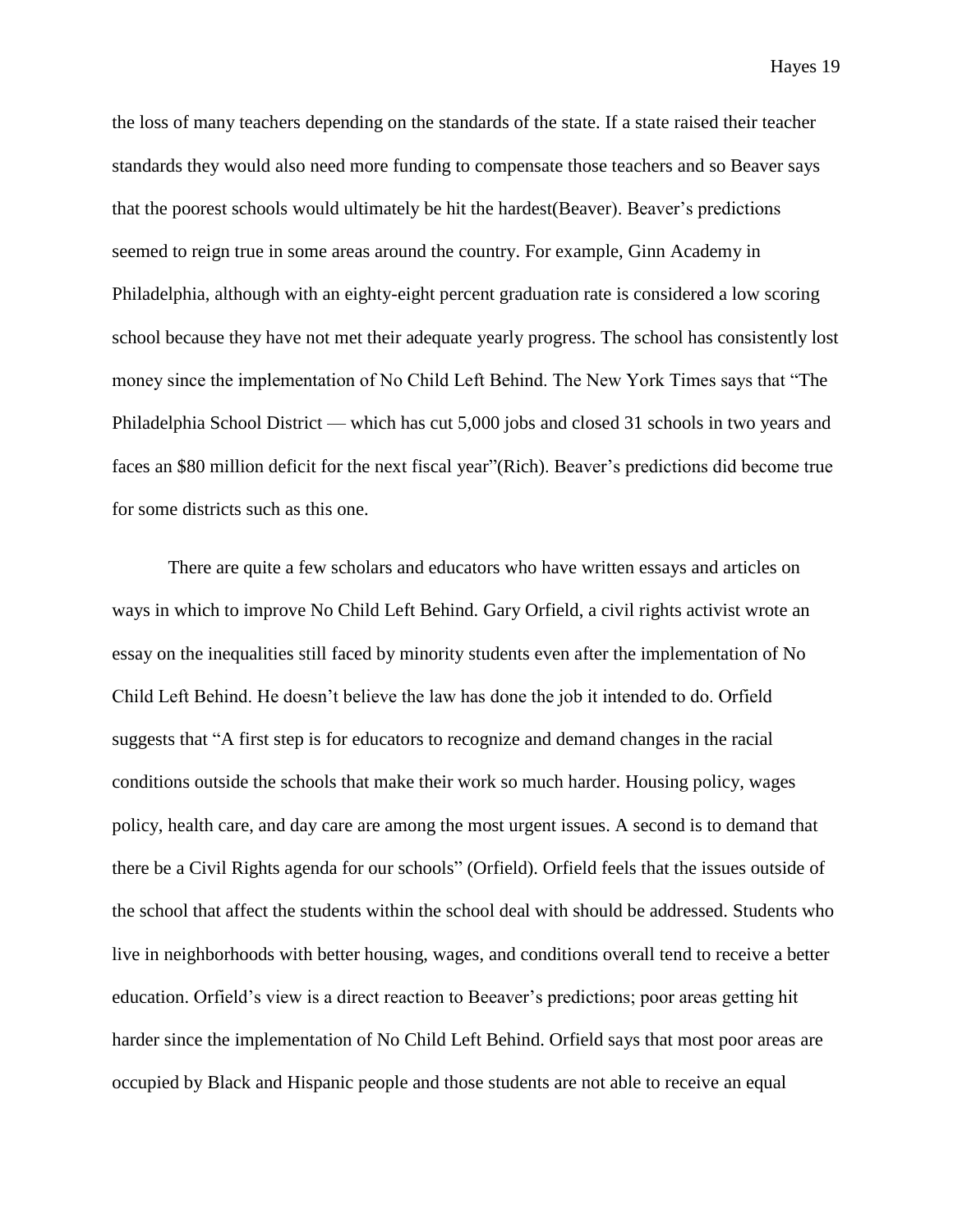the loss of many teachers depending on the standards of the state. If a state raised their teacher standards they would also need more funding to compensate those teachers and so Beaver says that the poorest schools would ultimately be hit the hardest(Beaver). Beaver's predictions seemed to reign true in some areas around the country. For example, Ginn Academy in Philadelphia, although with an eighty-eight percent graduation rate is considered a low scoring school because they have not met their adequate yearly progress. The school has consistently lost money since the implementation of No Child Left Behind. The New York Times says that "The Philadelphia School District — which has cut 5,000 jobs and closed 31 schools in two years and faces an $80 million deficit for the next fiscal year"(Rich). Beaver's predictions did become true for some districts such as this one.

There are quite a few scholars and educators who have written essays and articles on ways in which to improve No Child Left Behind. Gary Orfield, a civil rights activist wrote an essay on the inequalities still faced by minority students even after the implementation of No Child Left Behind. He doesn't believe the law has done the job it intended to do. Orfield suggests that "A first step is for educators to recognize and demand changes in the racial conditions outside the schools that make their work so much harder. Housing policy, wages policy, health care, and day care are among the most urgent issues. A second is to demand that there be a Civil Rights agenda for our schools" (Orfield). Orfield feels that the issues outside of the school that affect the students within the school deal with should be addressed. Students who live in neighborhoods with better housing, wages, and conditions overall tend to receive a better education. Orfield's view is a direct reaction to Beeaver's predictions; poor areas getting hit harder since the implementation of No Child Left Behind. Orfield says that most poor areas are occupied by Black and Hispanic people and those students are not able to receive an equal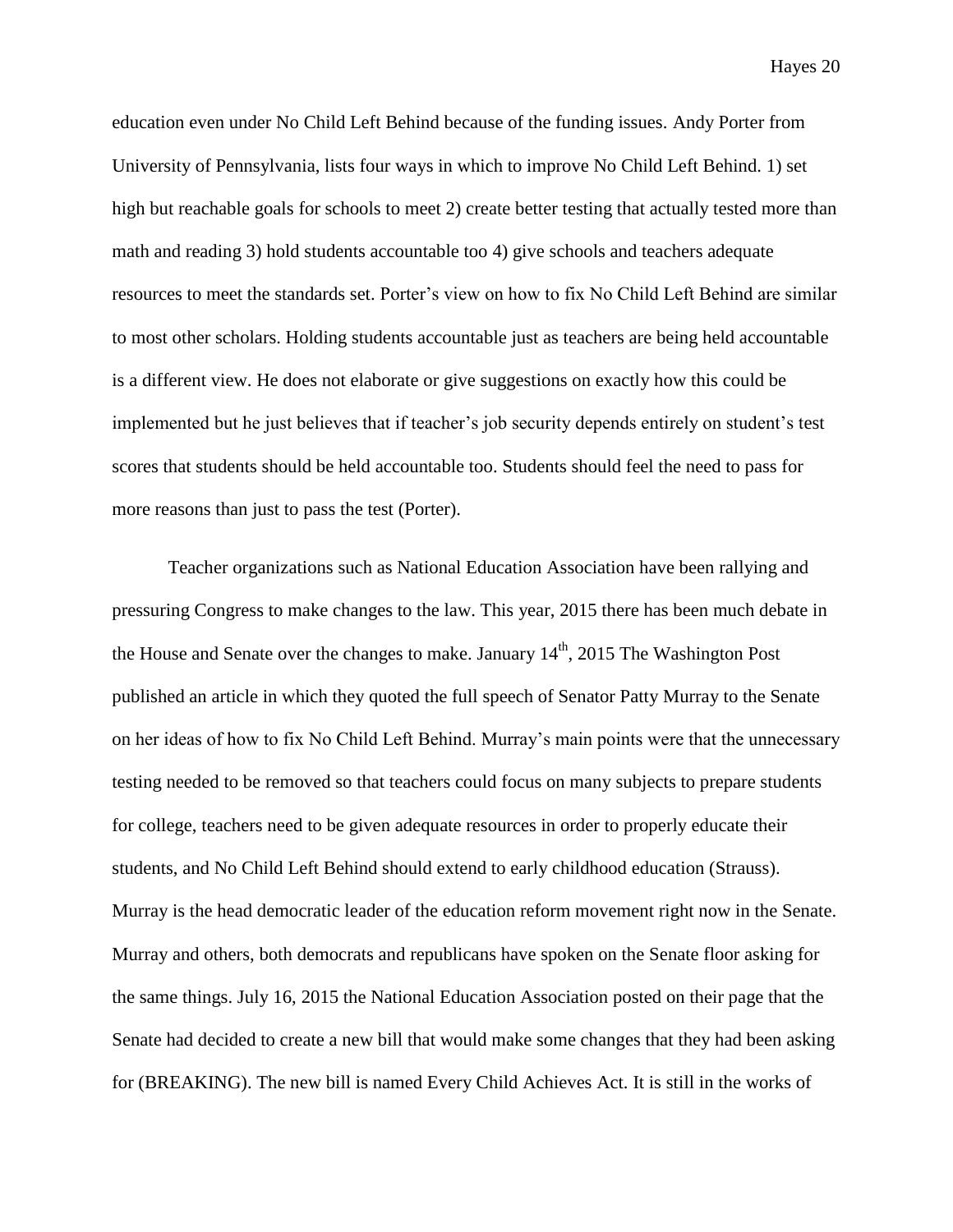education even under No Child Left Behind because of the funding issues. Andy Porter from University of Pennsylvania, lists four ways in which to improve No Child Left Behind. 1) set high but reachable goals for schools to meet 2) create better testing that actually tested more than math and reading 3) hold students accountable too 4) give schools and teachers adequate resources to meet the standards set. Porter's view on how to fix No Child Left Behind are similar to most other scholars. Holding students accountable just as teachers are being held accountable is a different view. He does not elaborate or give suggestions on exactly how this could be implemented but he just believes that if teacher's job security depends entirely on student's test scores that students should be held accountable too. Students should feel the need to pass for more reasons than just to pass the test (Porter).

Teacher organizations such as National Education Association have been rallying and pressuring Congress to make changes to the law. This year, 2015 there has been much debate in the House and Senate over the changes to make. January 14th, 2015 The Washington Post published an article in which they quoted the full speech of Senator Patty Murray to the Senate on her ideas of how to fix No Child Left Behind. Murray's main points were that the unnecessary testing needed to be removed so that teachers could focus on many subjects to prepare students for college, teachers need to be given adequate resources in order to properly educate their students, and No Child Left Behind should extend to early childhood education (Strauss). Murray is the head democratic leader of the education reform movement right now in the Senate. Murray and others, both democrats and republicans have spoken on the Senate floor asking for the same things. July 16, 2015 the National Education Association posted on their page that the Senate had decided to create a new bill that would make some changes that they had been asking for (BREAKING). The new bill is named Every Child Achieves Act. It is still in the works of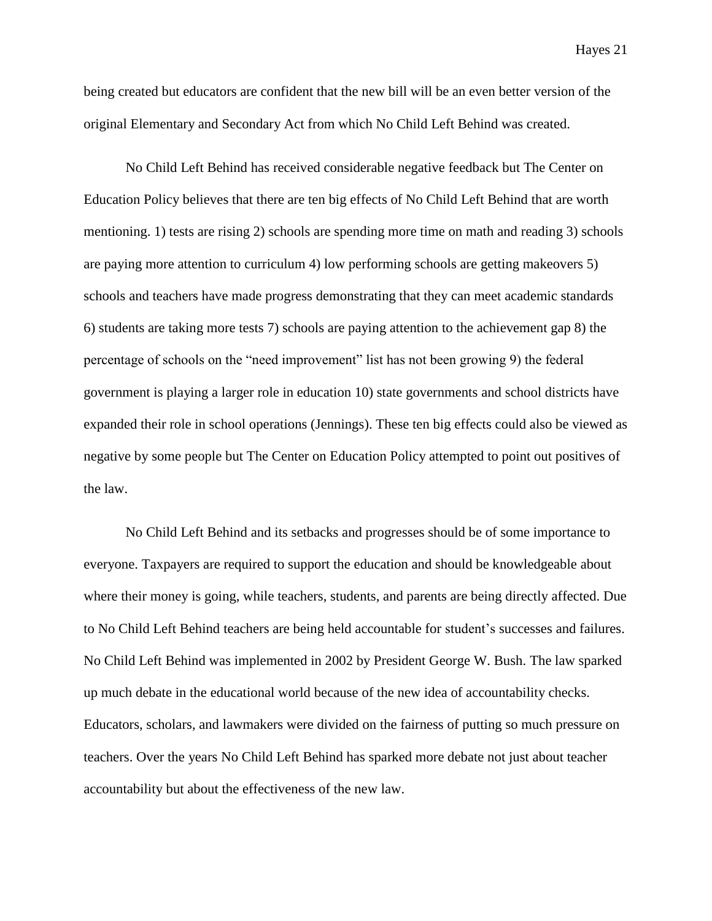being created but educators are confident that the new bill will be an even better version of the original Elementary and Secondary Act from which No Child Left Behind was created.

No Child Left Behind has received considerable negative feedback but The Center on Education Policy believes that there are ten big effects of No Child Left Behind that are worth mentioning. 1) tests are rising 2) schools are spending more time on math and reading 3) schools are paying more attention to curriculum 4) low performing schools are getting makeovers 5) schools and teachers have made progress demonstrating that they can meet academic standards 6) students are taking more tests 7) schools are paying attention to the achievement gap 8) the percentage of schools on the "need improvement" list has not been growing 9) the federal government is playing a larger role in education 10) state governments and school districts have expanded their role in school operations (Jennings). These ten big effects could also be viewed as negative by some people but The Center on Education Policy attempted to point out positives of the law.

No Child Left Behind and its setbacks and progresses should be of some importance to everyone. Taxpayers are required to support the education and should be knowledgeable about where their money is going, while teachers, students, and parents are being directly affected. Due to No Child Left Behind teachers are being held accountable for student's successes and failures. No Child Left Behind was implemented in 2002 by President George W. Bush. The law sparked up much debate in the educational world because of the new idea of accountability checks. Educators, scholars, and lawmakers were divided on the fairness of putting so much pressure on teachers. Over the years No Child Left Behind has sparked more debate not just about teacher accountability but about the effectiveness of the new law.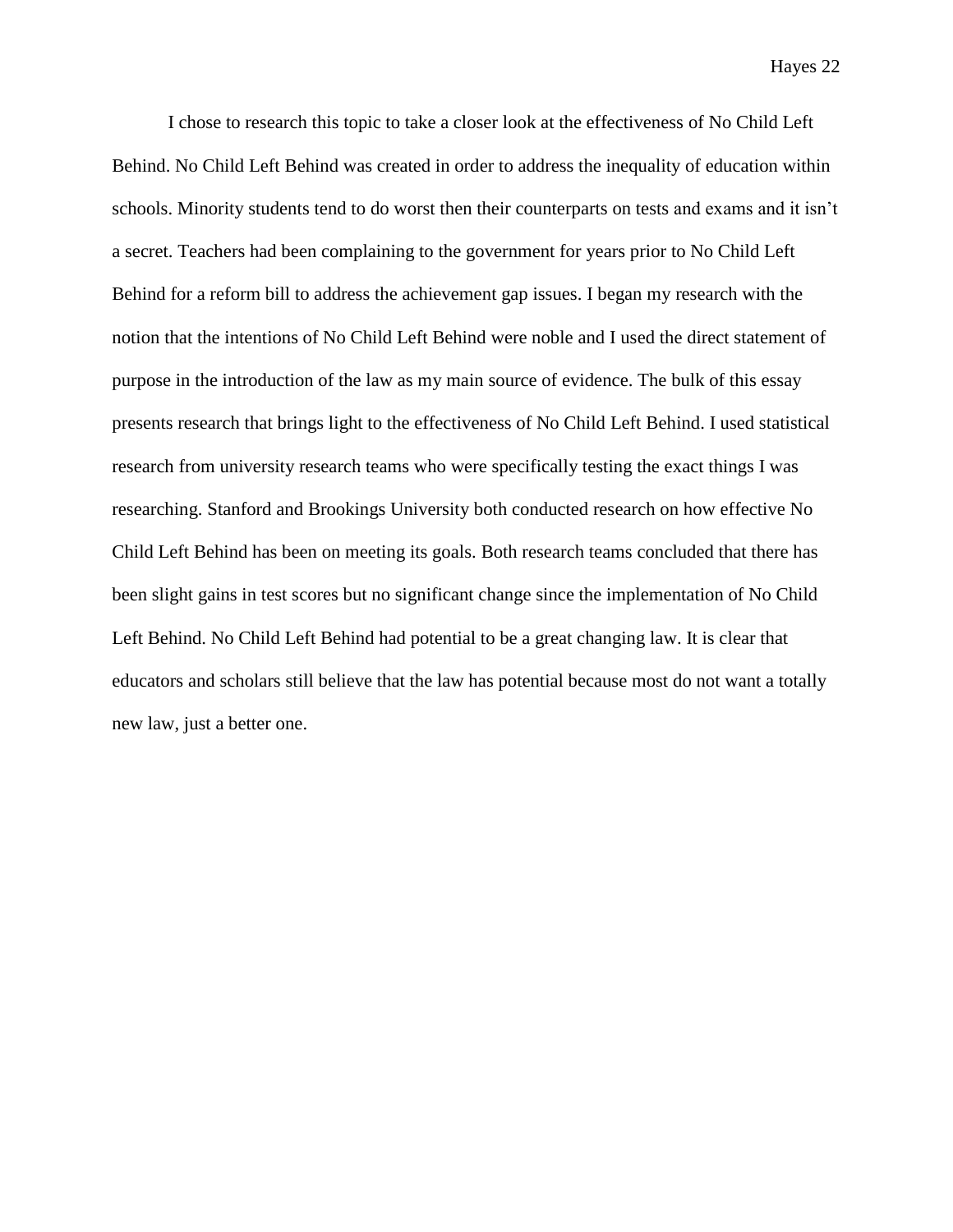I chose to research this topic to take a closer look at the effectiveness of No Child Left Behind. No Child Left Behind was created in order to address the inequality of education within schools. Minority students tend to do worst then their counterparts on tests and exams and it isn't a secret. Teachers had been complaining to the government for years prior to No Child Left Behind for a reform bill to address the achievement gap issues. I began my research with the notion that the intentions of No Child Left Behind were noble and I used the direct statement of purpose in the introduction of the law as my main source of evidence. The bulk of this essay presents research that brings light to the effectiveness of No Child Left Behind. I used statistical research from university research teams who were specifically testing the exact things I was researching. Stanford and Brookings University both conducted research on how effective No Child Left Behind has been on meeting its goals. Both research teams concluded that there has been slight gains in test scores but no significant change since the implementation of No Child Left Behind. No Child Left Behind had potential to be a great changing law. It is clear that educators and scholars still believe that the law has potential because most do not want a totally new law, just a better one.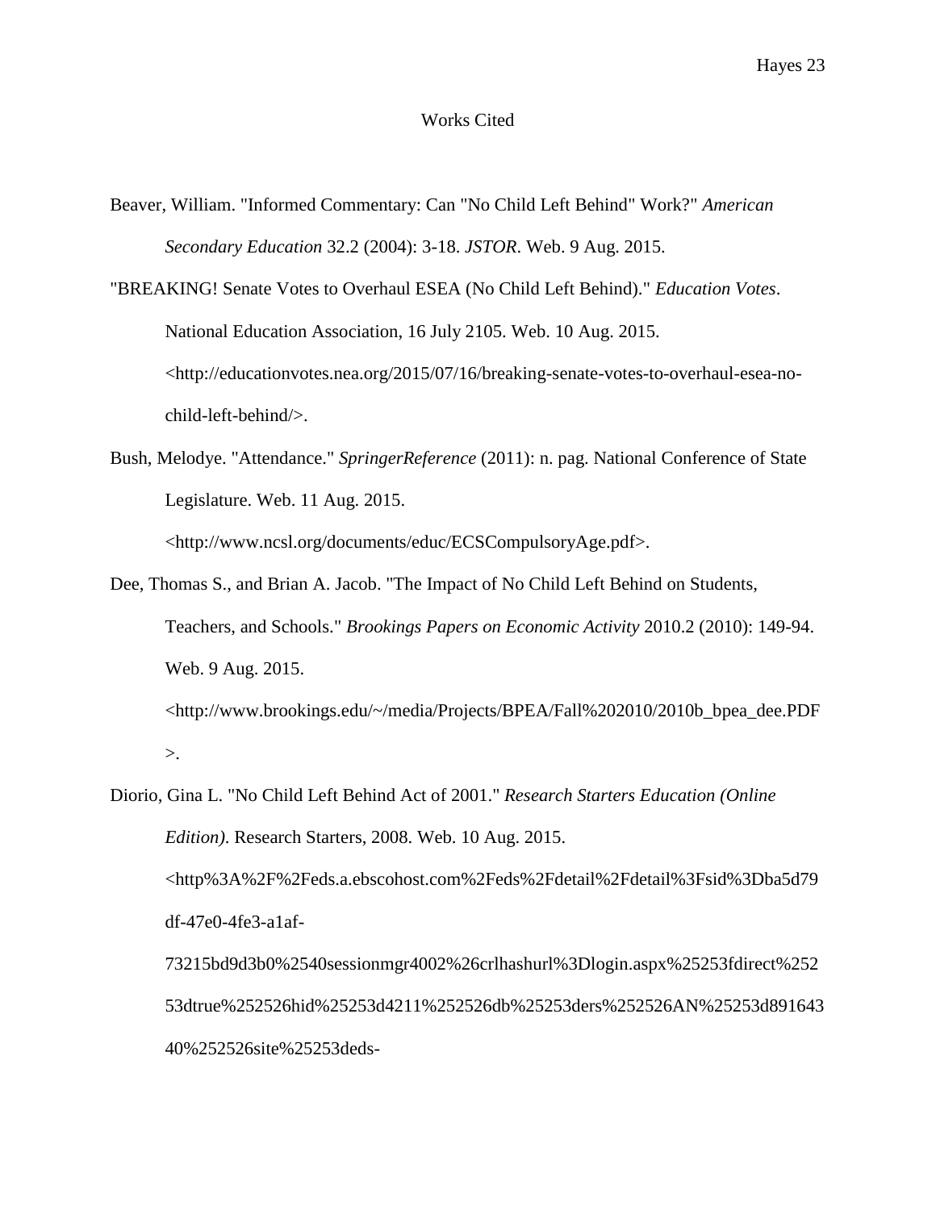# Works Cited

Beaver, William. "Informed Commentary: Can "No Child Left Behind" Work?" *American Secondary Education* 32.2 (2004): 3-18. *JSTOR*. Web. 9 Aug. 2015.

"BREAKING! Senate Votes to Overhaul ESEA (No Child Left Behind)." *Education Votes*. National Education Association, 16 July 2105. Web. 10 Aug. 2015. <http://educationvotes.nea.org/2015/07/16/breaking-senate-votes-to-overhaul-esea-no-child-left-behind/>.

Bush, Melodye. "Attendance." *SpringerReference* (2011): n. pag. National Conference of State Legislature. Web. 11 Aug. 2015. <http://www.ncsl.org/documents/educ/ECSCompulsoryAge.pdf>.

Dee, Thomas S., and Brian A. Jacob. "The Impact of No Child Left Behind on Students, Teachers, and Schools." *Brookings Papers on Economic Activity* 2010.2 (2010): 149-94. Web. 9 Aug. 2015. <http://www.brookings.edu/~/media/Projects/BPEA/Fall%202010/2010b_bpea_dee.PDF>.

Diorio, Gina L. "No Child Left Behind Act of 2001." *Research Starters Education (Online Edition)*. Research Starters, 2008. Web. 10 Aug. 2015. <http%3A%2F%2Feds.a.ebscohost.com%2Feds%2Fdetail%2Fdetail%3Fsid%3Dba5d79df-47e0-4fe3-a1af-73215bd9d3b0%2540sessionmgr4002%26crlhashurl%3Dlogin.aspx%25253fdirect%25253dtrue%252526hid%25253d4211%252526db%25253ders%252526AN%25253d89164340%252526site%25253deds-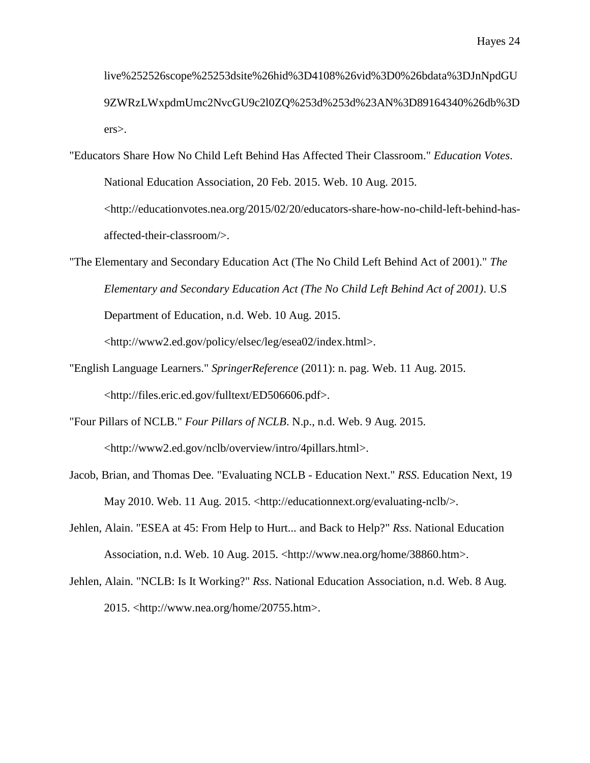live%252526scope%25253dsite%26hid%3D4108%26vid%3D0%26bdata%3DJnNpdGU9ZWRzLWxpdmUmc2NvcGU9c2l0ZQ%253d%253d%23AN%3D89164340%26db%3Ders>.

"Educators Share How No Child Left Behind Has Affected Their Classroom." *Education Votes*. National Education Association, 20 Feb. 2015. Web. 10 Aug. 2015. <http://educationvotes.nea.org/2015/02/20/educators-share-how-no-child-left-behind-has-affected-their-classroom/>.

"The Elementary and Secondary Education Act (The No Child Left Behind Act of 2001)." *The Elementary and Secondary Education Act (The No Child Left Behind Act of 2001)*. U.S Department of Education, n.d. Web. 10 Aug. 2015. <http://www2.ed.gov/policy/elsec/leg/esea02/index.html>.

"English Language Learners." *SpringerReference* (2011): n. pag. Web. 11 Aug. 2015. <http://files.eric.ed.gov/fulltext/ED506606.pdf>.

"Four Pillars of NCLB." *Four Pillars of NCLB*. N.p., n.d. Web. 9 Aug. 2015. <http://www2.ed.gov/nclb/overview/intro/4pillars.html>.

Jacob, Brian, and Thomas Dee. "Evaluating NCLB - Education Next." *RSS*. Education Next, 19 May 2010. Web. 11 Aug. 2015. <http://educationnext.org/evaluating-nclb/>.

Jehlen, Alain. "ESEA at 45: From Help to Hurt... and Back to Help?" *Rss*. National Education Association, n.d. Web. 10 Aug. 2015. <http://www.nea.org/home/38860.htm>.

Jehlen, Alain. "NCLB: Is It Working?" *Rss*. National Education Association, n.d. Web. 8 Aug. 2015. <http://www.nea.org/home/20755.htm>.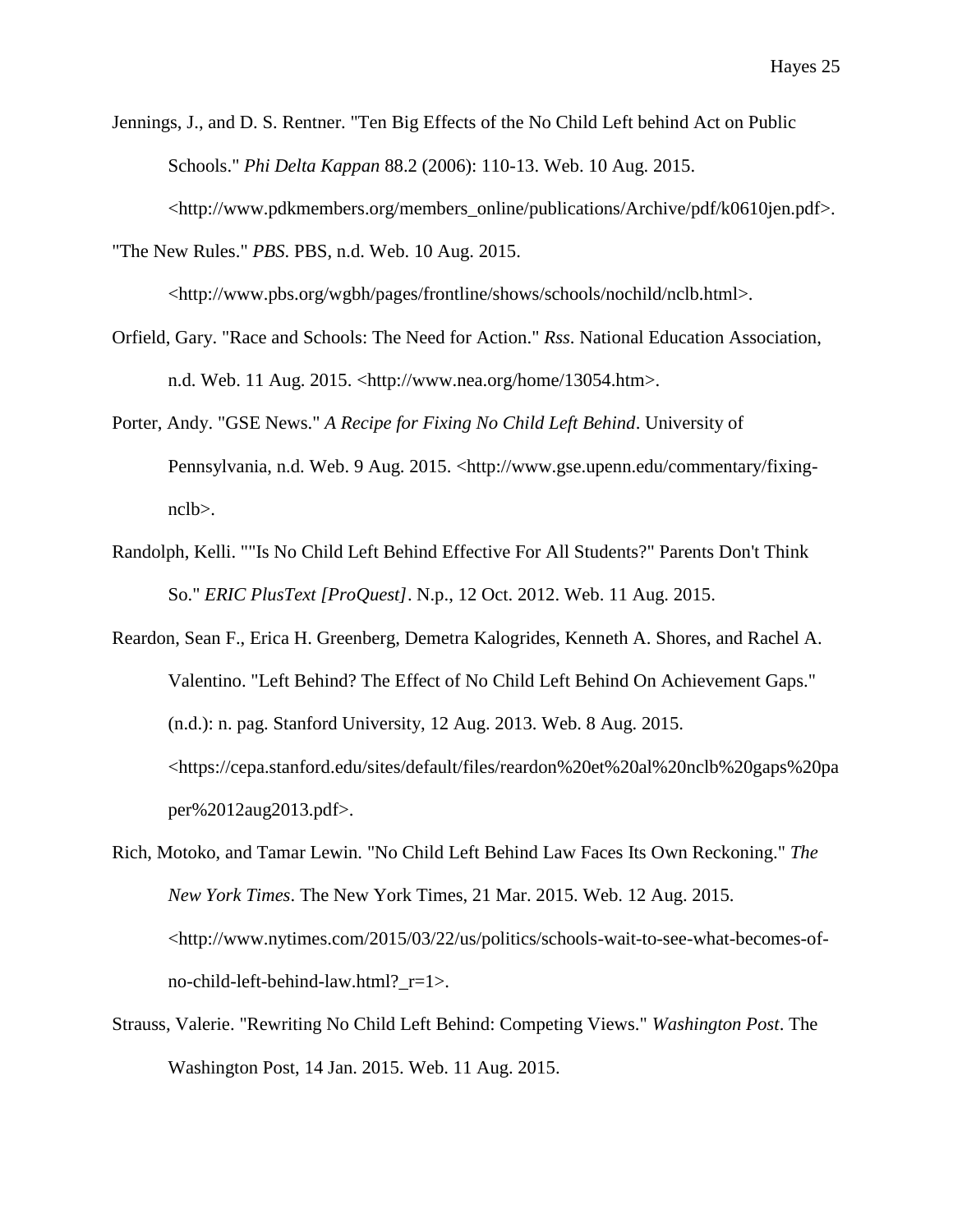Jennings, J., and D. S. Rentner. "Ten Big Effects of the No Child Left behind Act on Public Schools." *Phi Delta Kappan* 88.2 (2006): 110-13. Web. 10 Aug. 2015. <http://www.pdkmembers.org/members_online/publications/Archive/pdf/k0610jen.pdf>.

"The New Rules." *PBS*. PBS, n.d. Web. 10 Aug. 2015. <http://www.pbs.org/wgbh/pages/frontline/shows/schools/nochild/nclb.html>.

Orfield, Gary. "Race and Schools: The Need for Action." *Rss*. National Education Association, n.d. Web. 11 Aug. 2015. <http://www.nea.org/home/13054.htm>.

Porter, Andy. "GSE News." *A Recipe for Fixing No Child Left Behind*. University of Pennsylvania, n.d. Web. 9 Aug. 2015. <http://www.gse.upenn.edu/commentary/fixing-nclb>.

Randolph, Kelli. ""Is No Child Left Behind Effective For All Students?" Parents Don't Think So." *ERIC PlusText [ProQuest]*. N.p., 12 Oct. 2012. Web. 11 Aug. 2015.

Reardon, Sean F., Erica H. Greenberg, Demetra Kalogrides, Kenneth A. Shores, and Rachel A. Valentino. "Left Behind? The Effect of No Child Left Behind On Achievement Gaps." (n.d.): n. pag. Stanford University, 12 Aug. 2013. Web. 8 Aug. 2015. <https://cepa.stanford.edu/sites/default/files/reardon%20et%20al%20nclb%20gaps%20paper%2012aug2013.pdf>.

Rich, Motoko, and Tamar Lewin. "No Child Left Behind Law Faces Its Own Reckoning." *The New York Times*. The New York Times, 21 Mar. 2015. Web. 12 Aug. 2015. <http://www.nytimes.com/2015/03/22/us/politics/schools-wait-to-see-what-becomes-of-no-child-left-behind-law.html?_r=1>.

Strauss, Valerie. "Rewriting No Child Left Behind: Competing Views." *Washington Post*. The Washington Post, 14 Jan. 2015. Web. 11 Aug. 2015.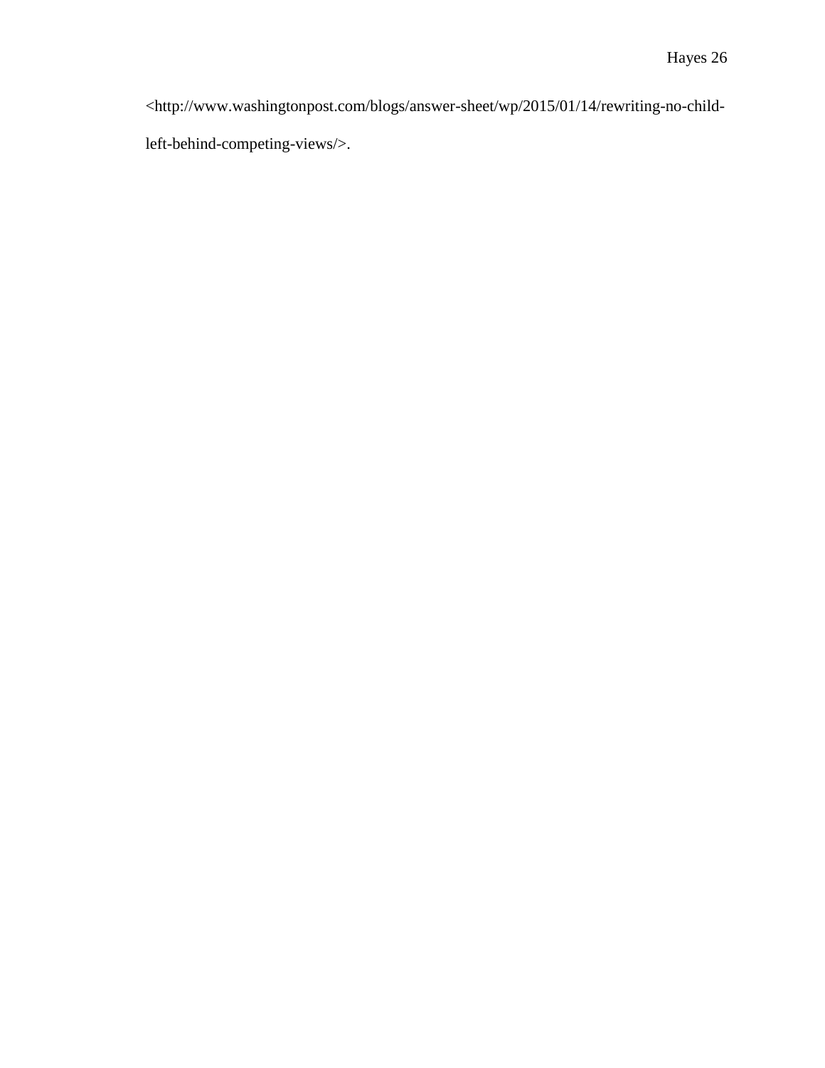<http://www.washingtonpost.com/blogs/answer-sheet/wp/2015/01/14/rewriting-no-child-left-behind-competing-views/>.